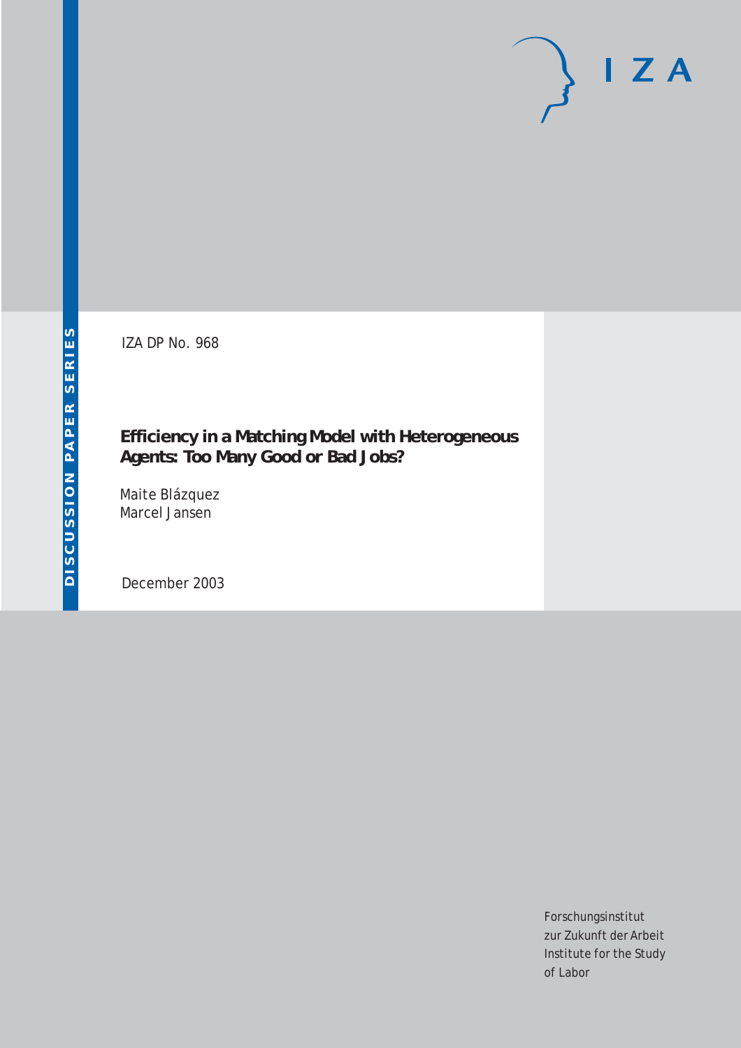IZA DP No. 968

# Efficiency in a Matching Model with Heterogeneous Agents: Too Many Good or Bad Jobs?

Maite Blázquez
Marcel Jansen

December 2003

Forschungsinstitut
zur Zukunft der Arbeit
Institute for the Study
of Labor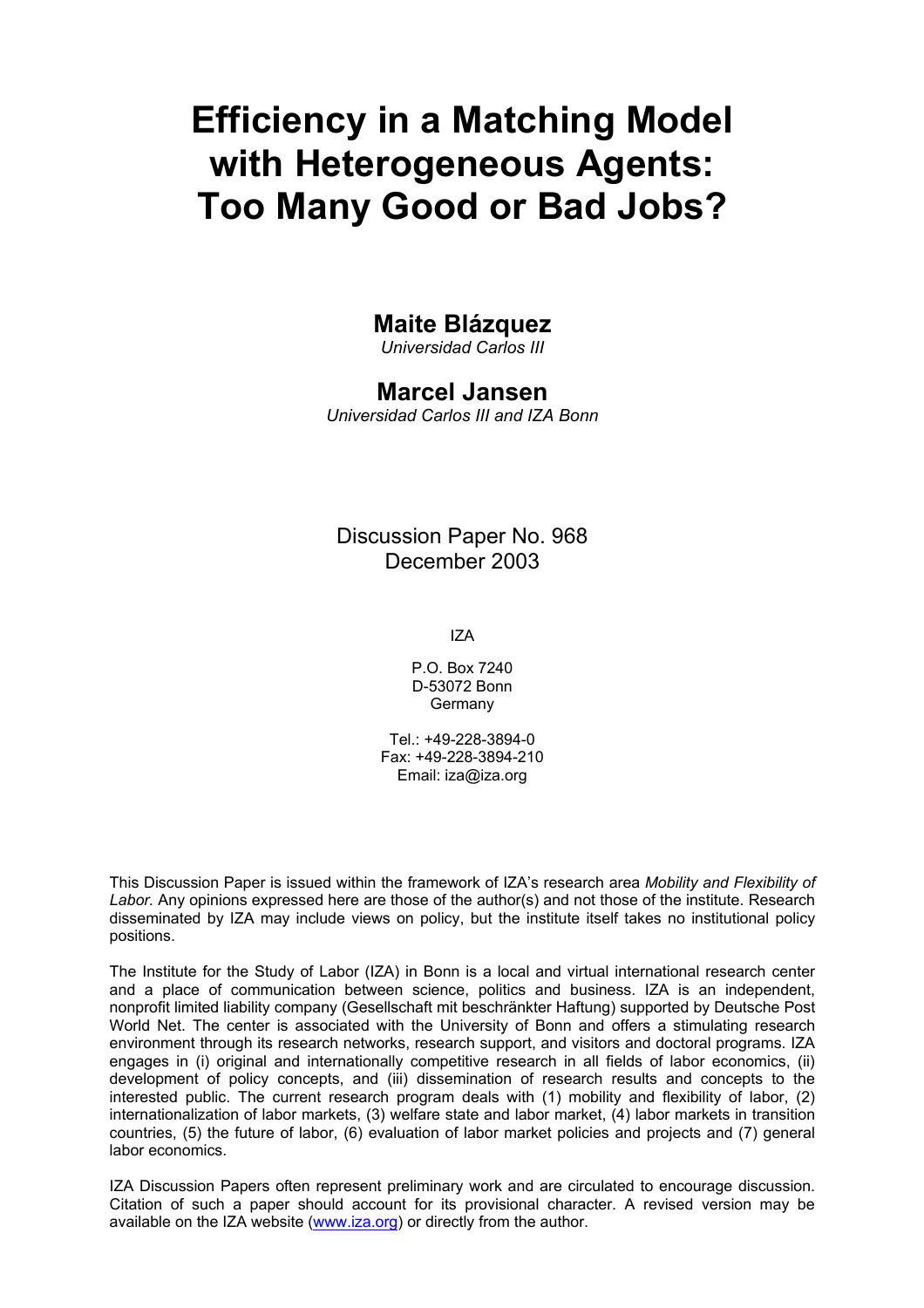# Efficiency in a Matching Model with Heterogeneous Agents: Too Many Good or Bad Jobs?

## Maite Blázquez

*Universidad Carlos III*

## Marcel Jansen

*Universidad Carlos III and IZA Bonn*

Discussion Paper No. 968
December 2003

IZA

P.O. Box 7240
D-53072 Bonn
Germany

Tel.: +49-228-3894-0
Fax: +49-228-3894-210
Email: iza@iza.org

This Discussion Paper is issued within the framework of IZA's research area *Mobility and Flexibility of Labor.* Any opinions expressed here are those of the author(s) and not those of the institute. Research disseminated by IZA may include views on policy, but the institute itself takes no institutional policy positions.

The Institute for the Study of Labor (IZA) in Bonn is a local and virtual international research center and a place of communication between science, politics and business. IZA is an independent, nonprofit limited liability company (Gesellschaft mit beschränkter Haftung) supported by Deutsche Post World Net. The center is associated with the University of Bonn and offers a stimulating research environment through its research networks, research support, and visitors and doctoral programs. IZA engages in (i) original and internationally competitive research in all fields of labor economics, (ii) development of policy concepts, and (iii) dissemination of research results and concepts to the interested public. The current research program deals with (1) mobility and flexibility of labor, (2) internationalization of labor markets, (3) welfare state and labor market, (4) labor markets in transition countries, (5) the future of labor, (6) evaluation of labor market policies and projects and (7) general labor economics.

IZA Discussion Papers often represent preliminary work and are circulated to encourage discussion. Citation of such a paper should account for its provisional character. A revised version may be available on the IZA website (www.iza.org) or directly from the author.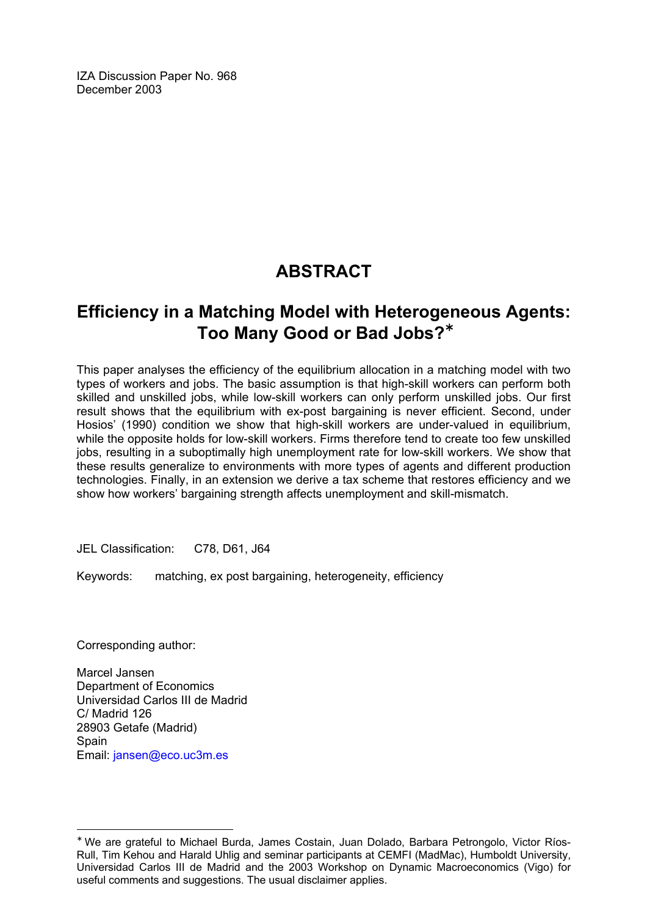IZA Discussion Paper No. 968
December 2003

# ABSTRACT

## Efficiency in a Matching Model with Heterogeneous Agents: Too Many Good or Bad Jobs?*

This paper analyses the efficiency of the equilibrium allocation in a matching model with two types of workers and jobs. The basic assumption is that high-skill workers can perform both skilled and unskilled jobs, while low-skill workers can only perform unskilled jobs. Our first result shows that the equilibrium with ex-post bargaining is never efficient. Second, under Hosios' (1990) condition we show that high-skill workers are under-valued in equilibrium, while the opposite holds for low-skill workers. Firms therefore tend to create too few unskilled jobs, resulting in a suboptimally high unemployment rate for low-skill workers. We show that these results generalize to environments with more types of agents and different production technologies. Finally, in an extension we derive a tax scheme that restores efficiency and we show how workers' bargaining strength affects unemployment and skill-mismatch.

JEL Classification: C78, D61, J64

Keywords: matching, ex post bargaining, heterogeneity, efficiency

Corresponding author:

Marcel Jansen
Department of Economics
Universidad Carlos III de Madrid
C/ Madrid 126
28903 Getafe (Madrid)
Spain
Email: jansen@eco.uc3m.es

---

* We are grateful to Michael Burda, James Costain, Juan Dolado, Barbara Petrongolo, Victor Ríos-Rull, Tim Kehou and Harald Uhlig and seminar participants at CEMFI (MadMac), Humboldt University, Universidad Carlos III de Madrid and the 2003 Workshop on Dynamic Macroeconomics (Vigo) for useful comments and suggestions. The usual disclaimer applies.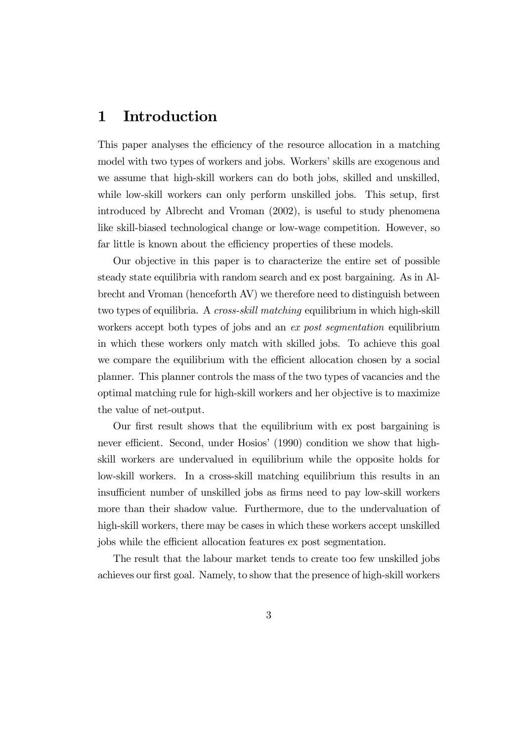# 1 Introduction

This paper analyses the efficiency of the resource allocation in a matching model with two types of workers and jobs. Workers' skills are exogenous and we assume that high-skill workers can do both jobs, skilled and unskilled, while low-skill workers can only perform unskilled jobs. This setup, first introduced by Albrecht and Vroman (2002), is useful to study phenomena like skill-biased technological change or low-wage competition. However, so far little is known about the efficiency properties of these models.

Our objective in this paper is to characterize the entire set of possible steady state equilibria with random search and ex post bargaining. As in Albrecht and Vroman (henceforth AV) we therefore need to distinguish between two types of equilibria. A *cross-skill matching* equilibrium in which high-skill workers accept both types of jobs and an *ex post segmentation* equilibrium in which these workers only match with skilled jobs. To achieve this goal we compare the equilibrium with the efficient allocation chosen by a social planner. This planner controls the mass of the two types of vacancies and the optimal matching rule for high-skill workers and her objective is to maximize the value of net-output.

Our first result shows that the equilibrium with ex post bargaining is never efficient. Second, under Hosios' (1990) condition we show that high-skill workers are undervalued in equilibrium while the opposite holds for low-skill workers. In a cross-skill matching equilibrium this results in an insufficient number of unskilled jobs as firms need to pay low-skill workers more than their shadow value. Furthermore, due to the undervaluation of high-skill workers, there may be cases in which these workers accept unskilled jobs while the efficient allocation features ex post segmentation.

The result that the labour market tends to create too few unskilled jobs achieves our first goal. Namely, to show that the presence of high-skill workers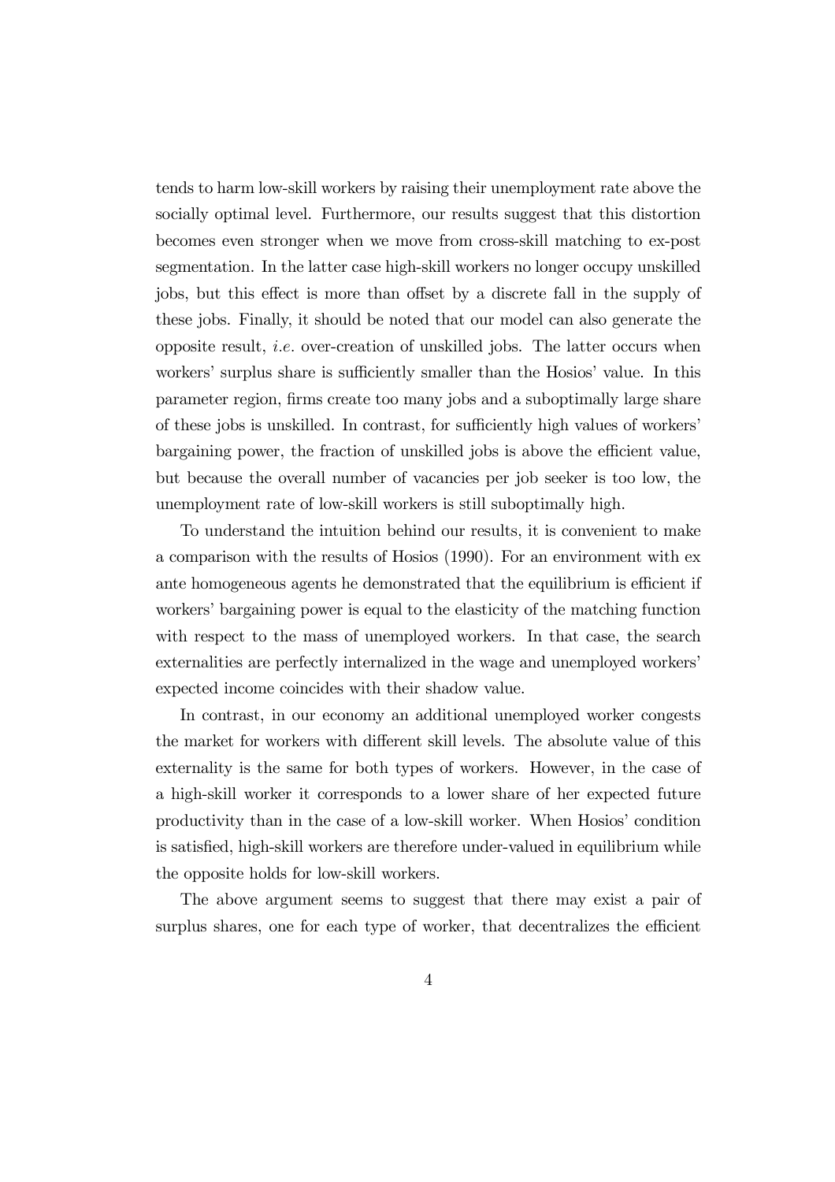tends to harm low-skill workers by raising their unemployment rate above the socially optimal level. Furthermore, our results suggest that this distortion becomes even stronger when we move from cross-skill matching to ex-post segmentation. In the latter case high-skill workers no longer occupy unskilled jobs, but this effect is more than offset by a discrete fall in the supply of these jobs. Finally, it should be noted that our model can also generate the opposite result, *i.e.* over-creation of unskilled jobs. The latter occurs when workers' surplus share is sufficiently smaller than the Hosios' value. In this parameter region, firms create too many jobs and a suboptimally large share of these jobs is unskilled. In contrast, for sufficiently high values of workers' bargaining power, the fraction of unskilled jobs is above the efficient value, but because the overall number of vacancies per job seeker is too low, the unemployment rate of low-skill workers is still suboptimally high.

To understand the intuition behind our results, it is convenient to make a comparison with the results of Hosios (1990). For an environment with ex ante homogeneous agents he demonstrated that the equilibrium is efficient if workers' bargaining power is equal to the elasticity of the matching function with respect to the mass of unemployed workers. In that case, the search externalities are perfectly internalized in the wage and unemployed workers' expected income coincides with their shadow value.

In contrast, in our economy an additional unemployed worker congests the market for workers with different skill levels. The absolute value of this externality is the same for both types of workers. However, in the case of a high-skill worker it corresponds to a lower share of her expected future productivity than in the case of a low-skill worker. When Hosios' condition is satisfied, high-skill workers are therefore under-valued in equilibrium while the opposite holds for low-skill workers.

The above argument seems to suggest that there may exist a pair of surplus shares, one for each type of worker, that decentralizes the efficient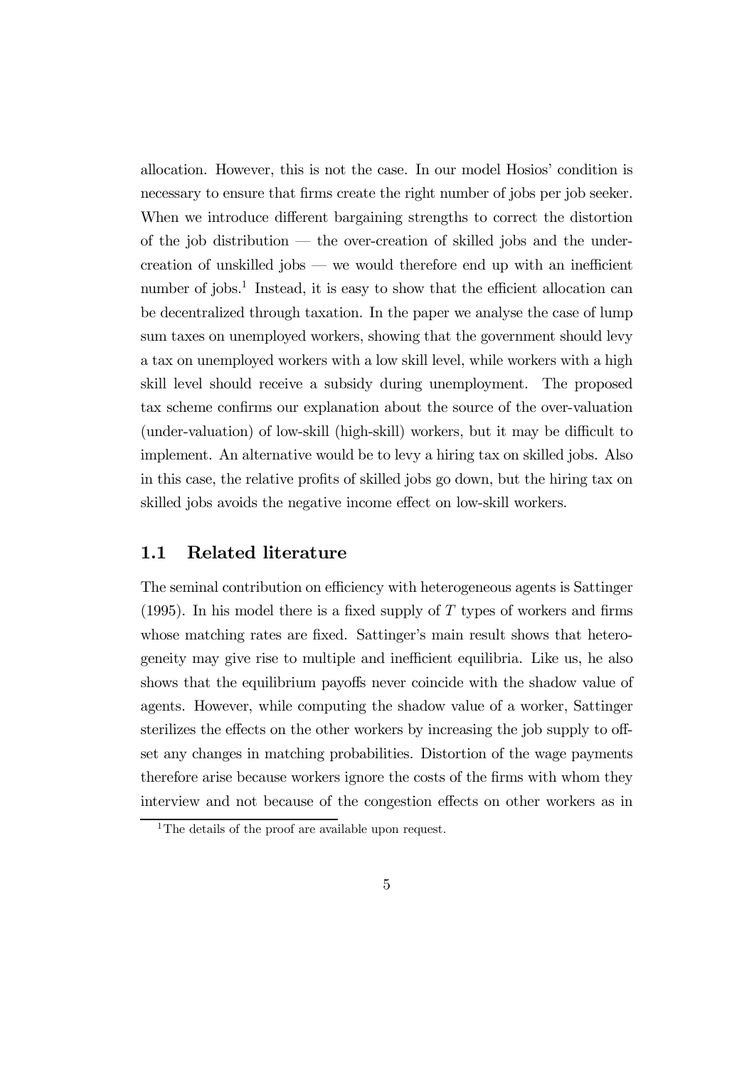allocation. However, this is not the case. In our model Hosios' condition is necessary to ensure that firms create the right number of jobs per job seeker. When we introduce different bargaining strengths to correct the distortion of the job distribution — the over-creation of skilled jobs and the under-creation of unskilled jobs — we would therefore end up with an inefficient number of jobs.[1] Instead, it is easy to show that the efficient allocation can be decentralized through taxation. In the paper we analyse the case of lump sum taxes on unemployed workers, showing that the government should levy a tax on unemployed workers with a low skill level, while workers with a high skill level should receive a subsidy during unemployment. The proposed tax scheme confirms our explanation about the source of the over-valuation (under-valuation) of low-skill (high-skill) workers, but it may be difficult to implement. An alternative would be to levy a hiring tax on skilled jobs. Also in this case, the relative profits of skilled jobs go down, but the hiring tax on skilled jobs avoids the negative income effect on low-skill workers.

## 1.1 Related literature

The seminal contribution on efficiency with heterogeneous agents is Sattinger (1995). In his model there is a fixed supply of $T$ types of workers and firms whose matching rates are fixed. Sattinger's main result shows that heterogeneity may give rise to multiple and inefficient equilibria. Like us, he also shows that the equilibrium payoffs never coincide with the shadow value of agents. However, while computing the shadow value of a worker, Sattinger sterilizes the effects on the other workers by increasing the job supply to offset any changes in matching probabilities. Distortion of the wage payments therefore arise because workers ignore the costs of the firms with whom they interview and not because of the congestion effects on other workers as in

[1] The details of the proof are available upon request.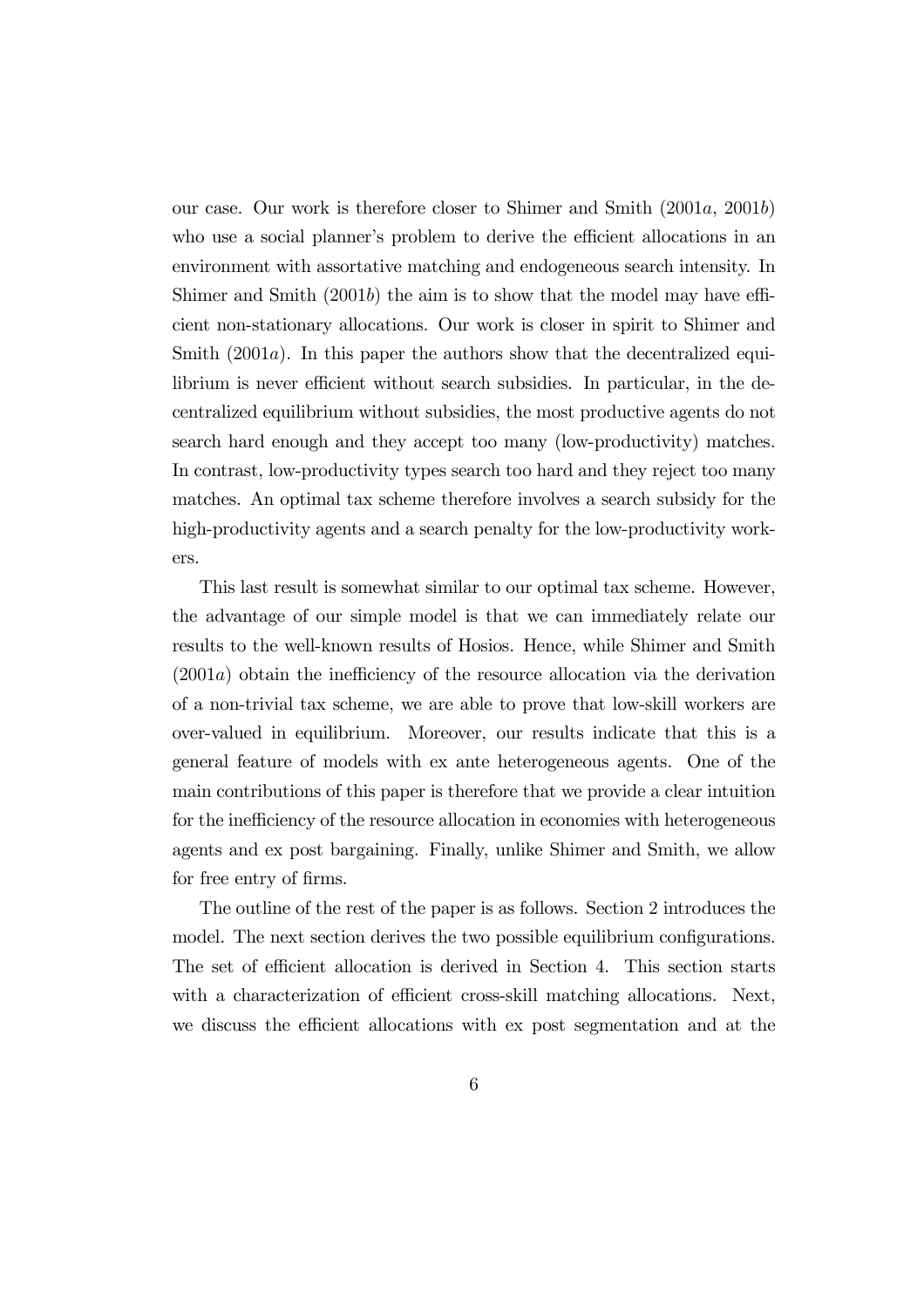our case. Our work is therefore closer to Shimer and Smith (2001*a*, 2001*b*) who use a social planner's problem to derive the efficient allocations in an environment with assortative matching and endogeneous search intensity. In Shimer and Smith (2001*b*) the aim is to show that the model may have efficient non-stationary allocations. Our work is closer in spirit to Shimer and Smith (2001*a*). In this paper the authors show that the decentralized equilibrium is never efficient without search subsidies. In particular, in the decentralized equilibrium without subsidies, the most productive agents do not search hard enough and they accept too many (low-productivity) matches. In contrast, low-productivity types search too hard and they reject too many matches. An optimal tax scheme therefore involves a search subsidy for the high-productivity agents and a search penalty for the low-productivity workers.

This last result is somewhat similar to our optimal tax scheme. However, the advantage of our simple model is that we can immediately relate our results to the well-known results of Hosios. Hence, while Shimer and Smith (2001*a*) obtain the inefficiency of the resource allocation via the derivation of a non-trivial tax scheme, we are able to prove that low-skill workers are over-valued in equilibrium. Moreover, our results indicate that this is a general feature of models with ex ante heterogeneous agents. One of the main contributions of this paper is therefore that we provide a clear intuition for the inefficiency of the resource allocation in economies with heterogeneous agents and ex post bargaining. Finally, unlike Shimer and Smith, we allow for free entry of firms.

The outline of the rest of the paper is as follows. Section 2 introduces the model. The next section derives the two possible equilibrium configurations. The set of efficient allocation is derived in Section 4. This section starts with a characterization of efficient cross-skill matching allocations. Next, we discuss the efficient allocations with ex post segmentation and at the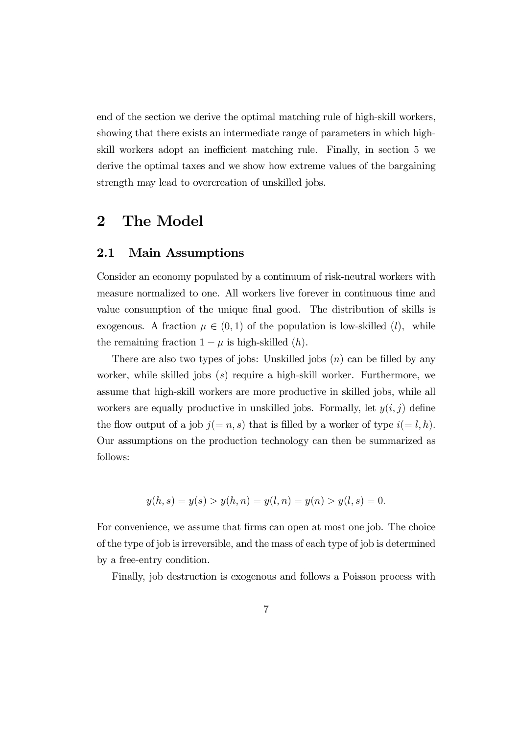end of the section we derive the optimal matching rule of high-skill workers, showing that there exists an intermediate range of parameters in which high-skill workers adopt an inefficient matching rule. Finally, in section 5 we derive the optimal taxes and we show how extreme values of the bargaining strength may lead to overcreation of unskilled jobs.

# 2 The Model

## 2.1 Main Assumptions

Consider an economy populated by a continuum of risk-neutral workers with measure normalized to one. All workers live forever in continuous time and value consumption of the unique final good. The distribution of skills is exogenous. A fraction $\mu \in (0,1)$ of the population is low-skilled $(l)$, while the remaining fraction $1-\mu$ is high-skilled $(h)$.

There are also two types of jobs: Unskilled jobs $(n)$ can be filled by any worker, while skilled jobs $(s)$ require a high-skill worker. Furthermore, we assume that high-skill workers are more productive in skilled jobs, while all workers are equally productive in unskilled jobs. Formally, let $y(i,j)$ define the flow output of a job $j(=n,s)$ that is filled by a worker of type $i(=l,h)$. Our assumptions on the production technology can then be summarized as follows:

$$y(h,s) = y(s) > y(h,n) = y(l,n) = y(n) > y(l,s) = 0.$$

For convenience, we assume that firms can open at most one job. The choice of the type of job is irreversible, and the mass of each type of job is determined by a free-entry condition.

Finally, job destruction is exogenous and follows a Poisson process with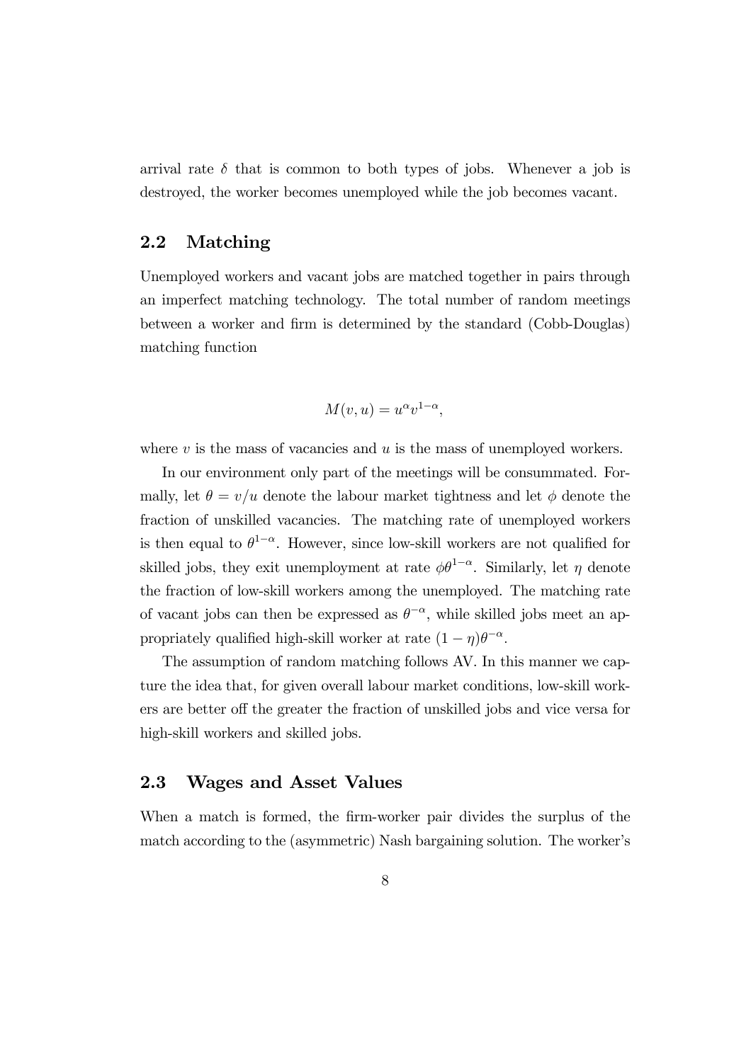arrival rate $\delta$ that is common to both types of jobs. Whenever a job is destroyed, the worker becomes unemployed while the job becomes vacant.

## 2.2 Matching

Unemployed workers and vacant jobs are matched together in pairs through an imperfect matching technology. The total number of random meetings between a worker and firm is determined by the standard (Cobb-Douglas) matching function

$$M(v, u) = u^{\alpha} v^{1-\alpha},$$

where $v$ is the mass of vacancies and $u$ is the mass of unemployed workers.

In our environment only part of the meetings will be consummated. Formally, let $\theta = v/u$ denote the labour market tightness and let $\phi$ denote the fraction of unskilled vacancies. The matching rate of unemployed workers is then equal to $\theta^{1-\alpha}$. However, since low-skill workers are not qualified for skilled jobs, they exit unemployment at rate $\phi\theta^{1-\alpha}$. Similarly, let $\eta$ denote the fraction of low-skill workers among the unemployed. The matching rate of vacant jobs can then be expressed as $\theta^{-\alpha}$, while skilled jobs meet an appropriately qualified high-skill worker at rate $(1-\eta)\theta^{-\alpha}$.

The assumption of random matching follows AV. In this manner we capture the idea that, for given overall labour market conditions, low-skill workers are better off the greater the fraction of unskilled jobs and vice versa for high-skill workers and skilled jobs.

## 2.3 Wages and Asset Values

When a match is formed, the firm-worker pair divides the surplus of the match according to the (asymmetric) Nash bargaining solution. The worker's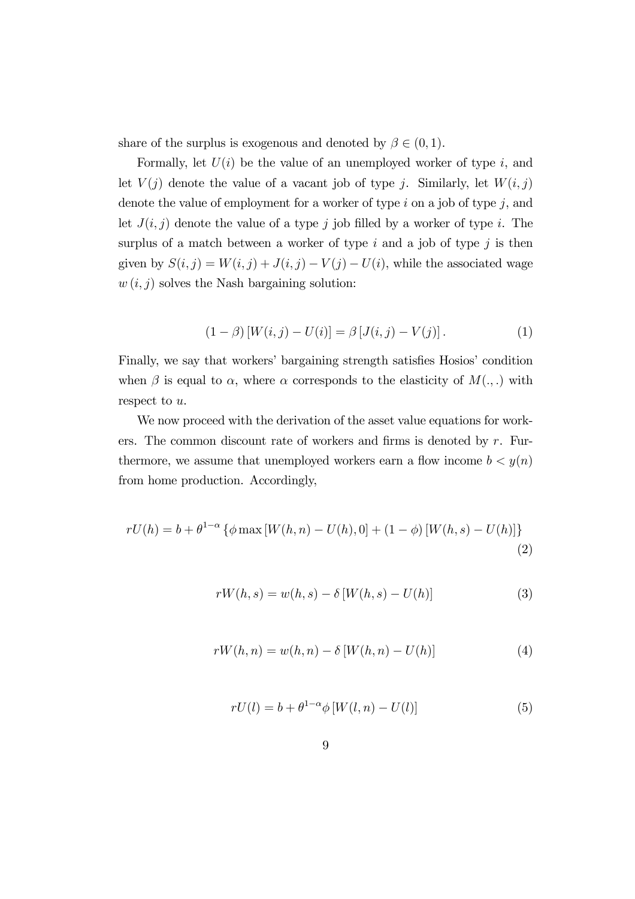share of the surplus is exogenous and denoted by $\beta \in (0,1)$.

Formally, let $U(i)$ be the value of an unemployed worker of type $i$, and let $V(j)$ denote the value of a vacant job of type $j$. Similarly, let $W(i,j)$ denote the value of employment for a worker of type $i$ on a job of type $j$, and let $J(i,j)$ denote the value of a type $j$ job filled by a worker of type $i$. The surplus of a match between a worker of type $i$ and a job of type $j$ is then given by $S(i,j) = W(i,j) + J(i,j) - V(j) - U(i)$, while the associated wage $w(i,j)$ solves the Nash bargaining solution:

$$(1-\beta)\left[W(i,j) - U(i)\right] = \beta\left[J(i,j) - V(j)\right]. \tag{1}$$

Finally, we say that workers' bargaining strength satisfies Hosios' condition when $\beta$ is equal to $\alpha$, where $\alpha$ corresponds to the elasticity of $M(.,.)$ with respect to $u$.

We now proceed with the derivation of the asset value equations for workers. The common discount rate of workers and firms is denoted by $r$. Furthermore, we assume that unemployed workers earn a flow income $b < y(n)$ from home production. Accordingly,

$$rU(h) = b + \theta^{1-\alpha}\left\{\phi \max\left[W(h,n) - U(h), 0\right] + (1-\phi)\left[W(h,s) - U(h)\right]\right\} \tag{2}$$

$$rW(h,s) = w(h,s) - \delta\left[W(h,s) - U(h)\right] \tag{3}$$

$$rW(h,n) = w(h,n) - \delta\left[W(h,n) - U(h)\right] \tag{4}$$

$$rU(l) = b + \theta^{1-\alpha}\phi\left[W(l,n) - U(l)\right] \tag{5}$$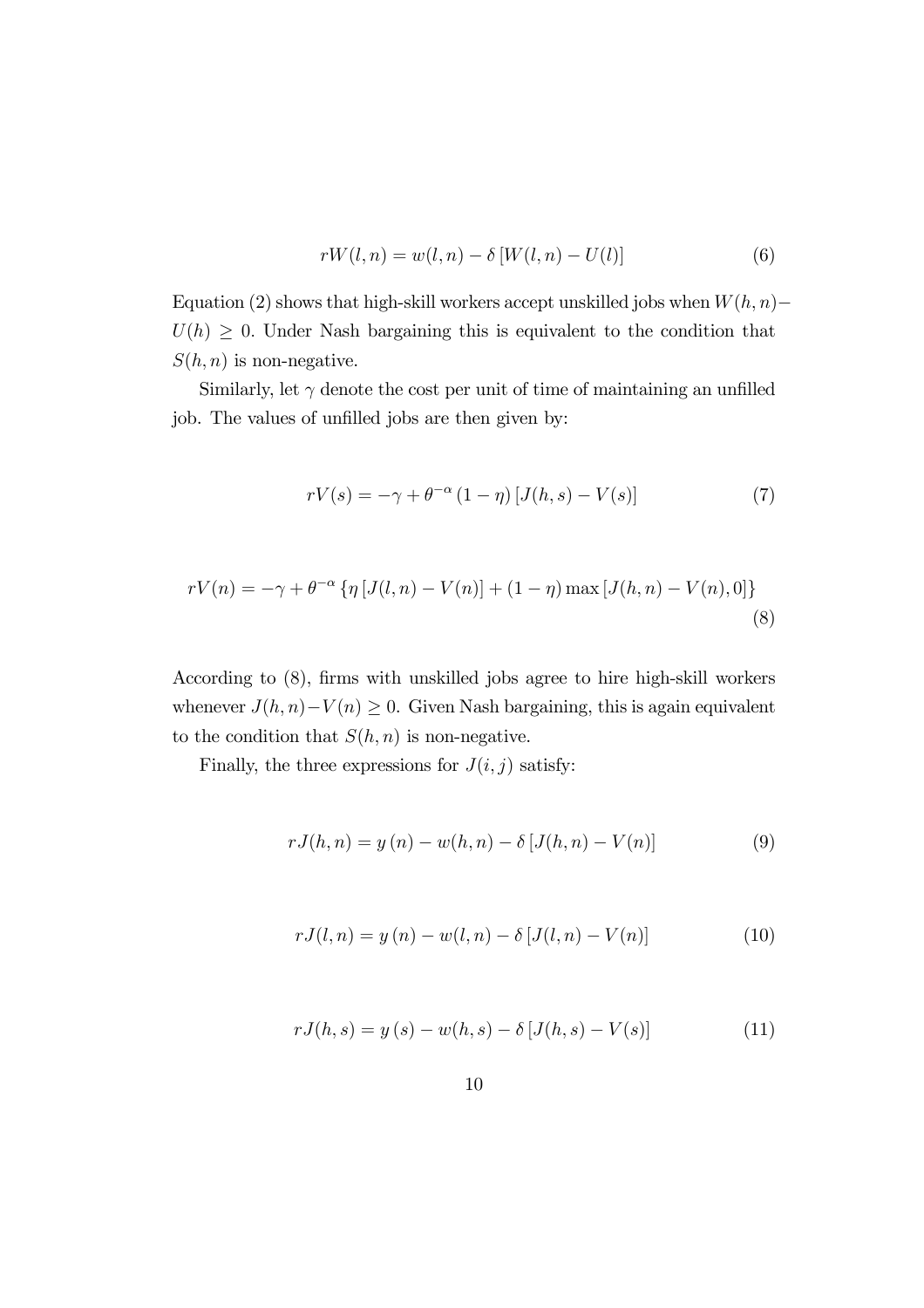$$rW(l,n) = w(l,n) - \delta \left[ W(l,n) - U(l) \right] \tag{6}$$

Equation (2) shows that high-skill workers accept unskilled jobs when $W(h,n) - U(h) \geq 0$. Under Nash bargaining this is equivalent to the condition that $S(h,n)$ is non-negative.

Similarly, let $\gamma$ denote the cost per unit of time of maintaining an unfilled job. The values of unfilled jobs are then given by:

$$rV(s) = -\gamma + \theta^{-\alpha} (1-\eta) \left[ J(h,s) - V(s) \right] \tag{7}$$

$$rV(n) = -\gamma + \theta^{-\alpha} \left\{ \eta \left[ J(l,n) - V(n) \right] + (1-\eta) \max \left[ J(h,n) - V(n), 0 \right] \right\} \tag{8}$$

According to (8), firms with unskilled jobs agree to hire high-skill workers whenever $J(h,n) - V(n) \geq 0$. Given Nash bargaining, this is again equivalent to the condition that $S(h,n)$ is non-negative.

Finally, the three expressions for $J(i,j)$ satisfy:

$$rJ(h,n) = y(n) - w(h,n) - \delta \left[ J(h,n) - V(n) \right] \tag{9}$$

$$rJ(l,n) = y(n) - w(l,n) - \delta \left[ J(l,n) - V(n) \right] \tag{10}$$

$$rJ(h,s) = y(s) - w(h,s) - \delta \left[ J(h,s) - V(s) \right] \tag{11}$$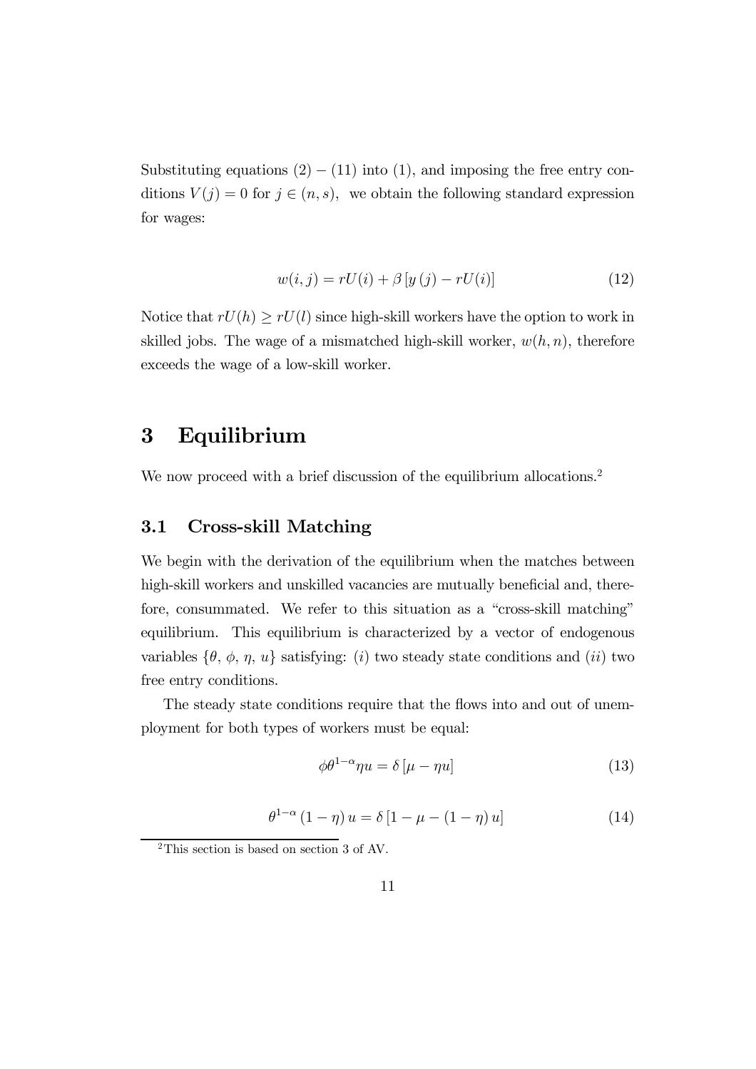Substituting equations $(2)-(11)$ into (1), and imposing the free entry conditions $V(j)=0$ for $j \in (n,s)$, we obtain the following standard expression for wages:

$$w(i,j) = rU(i) + \beta \left[ y(j) - rU(i) \right] \tag{12}$$

Notice that $rU(h) \geq rU(l)$ since high-skill workers have the option to work in skilled jobs. The wage of a mismatched high-skill worker, $w(h,n)$, therefore exceeds the wage of a low-skill worker.

# 3 Equilibrium

We now proceed with a brief discussion of the equilibrium allocations.[2]

## 3.1 Cross-skill Matching

We begin with the derivation of the equilibrium when the matches between high-skill workers and unskilled vacancies are mutually beneficial and, therefore, consummated. We refer to this situation as a "cross-skill matching" equilibrium. This equilibrium is characterized by a vector of endogenous variables $\{\theta, \phi, \eta, u\}$ satisfying: $(i)$ two steady state conditions and $(ii)$ two free entry conditions.

The steady state conditions require that the flows into and out of unemployment for both types of workers must be equal:

$$\phi \theta^{1-\alpha} \eta u = \delta \left[ \mu - \eta u \right] \tag{13}$$

$$\theta^{1-\alpha} (1-\eta) u = \delta \left[ 1 - \mu - (1-\eta) u \right] \tag{14}$$

[2] This section is based on section 3 of AV.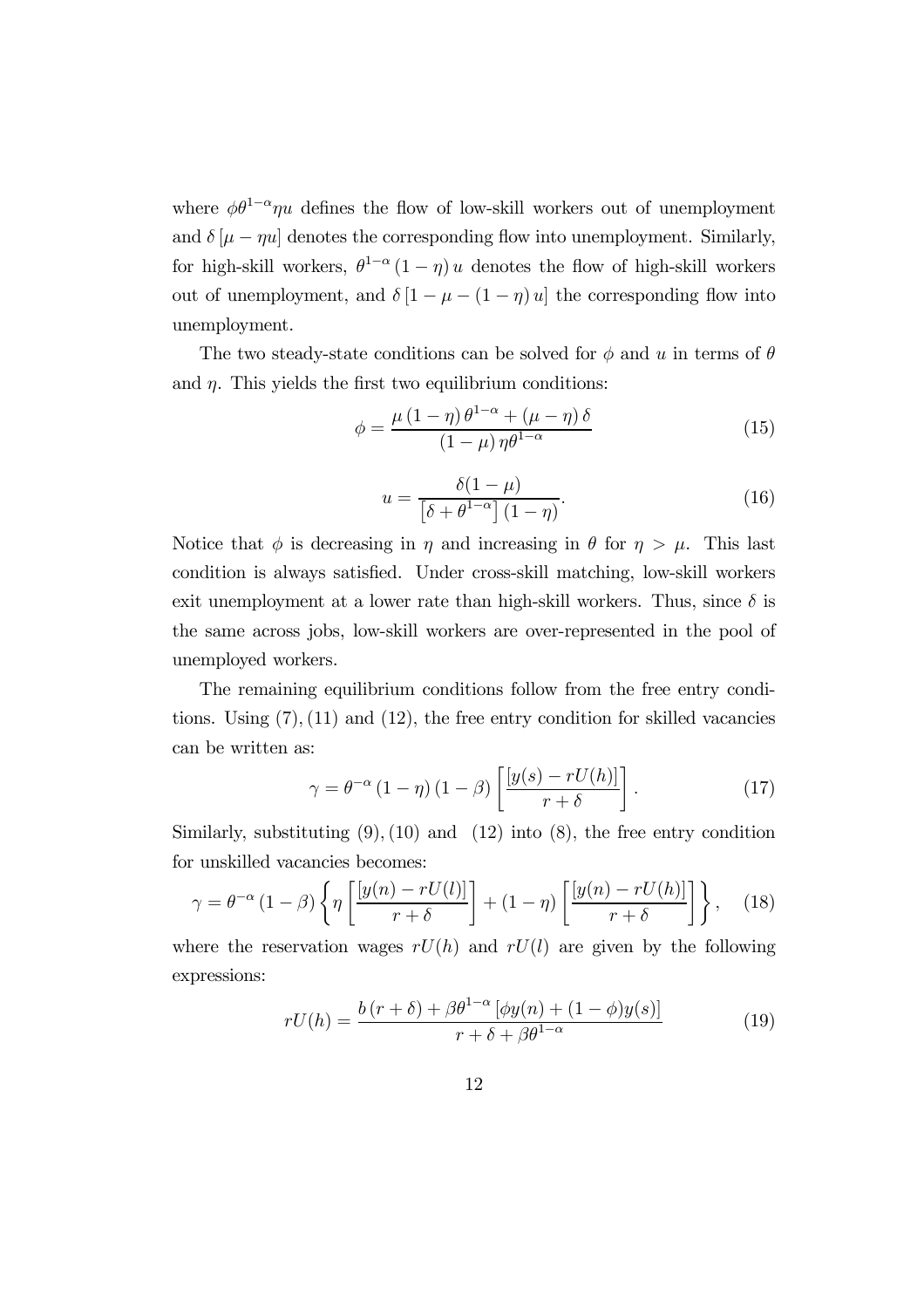where $\phi\theta^{1-\alpha}\eta u$ defines the flow of low-skill workers out of unemployment and $\delta\left[\mu-\eta u\right]$ denotes the corresponding flow into unemployment. Similarly, for high-skill workers, $\theta^{1-\alpha}\left(1-\eta\right)u$ denotes the flow of high-skill workers out of unemployment, and $\delta\left[1-\mu-\left(1-\eta\right)u\right]$ the corresponding flow into unemployment.

The two steady-state conditions can be solved for $\phi$ and $u$ in terms of $\theta$ and $\eta$. This yields the first two equilibrium conditions:

$$\phi=\frac{\mu\left(1-\eta\right)\theta^{1-\alpha}+\left(\mu-\eta\right)\delta}{\left(1-\mu\right)\eta\theta^{1-\alpha}} \tag{15}$$

$$u=\frac{\delta(1-\mu)}{\left[\delta+\theta^{1-\alpha}\right]\left(1-\eta\right)}. \tag{16}$$

Notice that $\phi$ is decreasing in $\eta$ and increasing in $\theta$ for $\eta>\mu$. This last condition is always satisfied. Under cross-skill matching, low-skill workers exit unemployment at a lower rate than high-skill workers. Thus, since $\delta$ is the same across jobs, low-skill workers are over-represented in the pool of unemployed workers.

The remaining equilibrium conditions follow from the free entry conditions. Using $(7),(11)$ and $(12)$, the free entry condition for skilled vacancies can be written as:

$$\gamma=\theta^{-\alpha}\left(1-\eta\right)\left(1-\beta\right)\left[\frac{\left[y(s)-rU(h)\right]}{r+\delta}\right]. \tag{17}$$

Similarly, substituting $(9),(10)$ and $(12)$ into $(8)$, the free entry condition for unskilled vacancies becomes:

$$\gamma=\theta^{-\alpha}\left(1-\beta\right)\left\{\eta\left[\frac{\left[y(n)-rU(l)\right]}{r+\delta}\right]+\left(1-\eta\right)\left[\frac{\left[y(n)-rU(h)\right]}{r+\delta}\right]\right\}, \tag{18}$$

where the reservation wages $rU(h)$ and $rU(l)$ are given by the following expressions:

$$rU(h)=\frac{b\left(r+\delta\right)+\beta\theta^{1-\alpha}\left[\phi y(n)+(1-\phi)y(s)\right]}{r+\delta+\beta\theta^{1-\alpha}} \tag{19}$$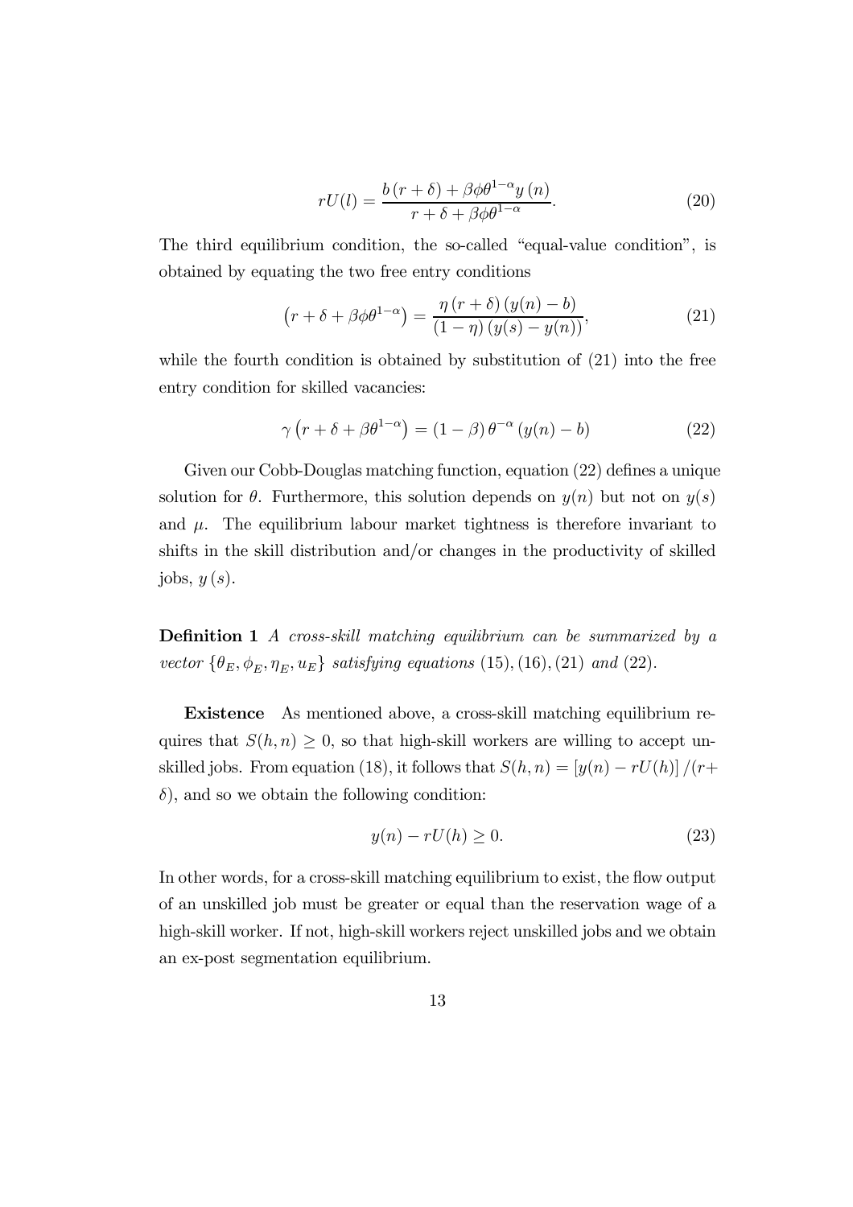$$rU(l) = \frac{b(r+\delta) + \beta\phi\theta^{1-\alpha}y(n)}{r+\delta+\beta\phi\theta^{1-\alpha}}. \tag{20}$$

The third equilibrium condition, the so-called "equal-value condition", is obtained by equating the two free entry conditions

$$\left(r+\delta+\beta\phi\theta^{1-\alpha}\right) = \frac{\eta(r+\delta)(y(n)-b)}{(1-\eta)(y(s)-y(n))}, \tag{21}$$

while the fourth condition is obtained by substitution of (21) into the free entry condition for skilled vacancies:

$$\gamma\left(r+\delta+\beta\theta^{1-\alpha}\right) = (1-\beta)\,\theta^{-\alpha}(y(n)-b) \tag{22}$$

Given our Cobb-Douglas matching function, equation (22) defines a unique solution for $\theta$. Furthermore, this solution depends on $y(n)$ but not on $y(s)$ and $\mu$. The equilibrium labour market tightness is therefore invariant to shifts in the skill distribution and/or changes in the productivity of skilled jobs, $y(s)$.

**Definition 1** *A cross-skill matching equilibrium can be summarized by a vector* $\{\theta_E, \phi_E, \eta_E, u_E\}$ *satisfying equations* (15), (16), (21) *and* (22).

**Existence** As mentioned above, a cross-skill matching equilibrium requires that $S(h,n) \geq 0$, so that high-skill workers are willing to accept unskilled jobs. From equation (18), it follows that $S(h,n) = [y(n) - rU(h)]/(r+\delta)$, and so we obtain the following condition:

$$y(n) - rU(h) \geq 0. \tag{23}$$

In other words, for a cross-skill matching equilibrium to exist, the flow output of an unskilled job must be greater or equal than the reservation wage of a high-skill worker. If not, high-skill workers reject unskilled jobs and we obtain an ex-post segmentation equilibrium.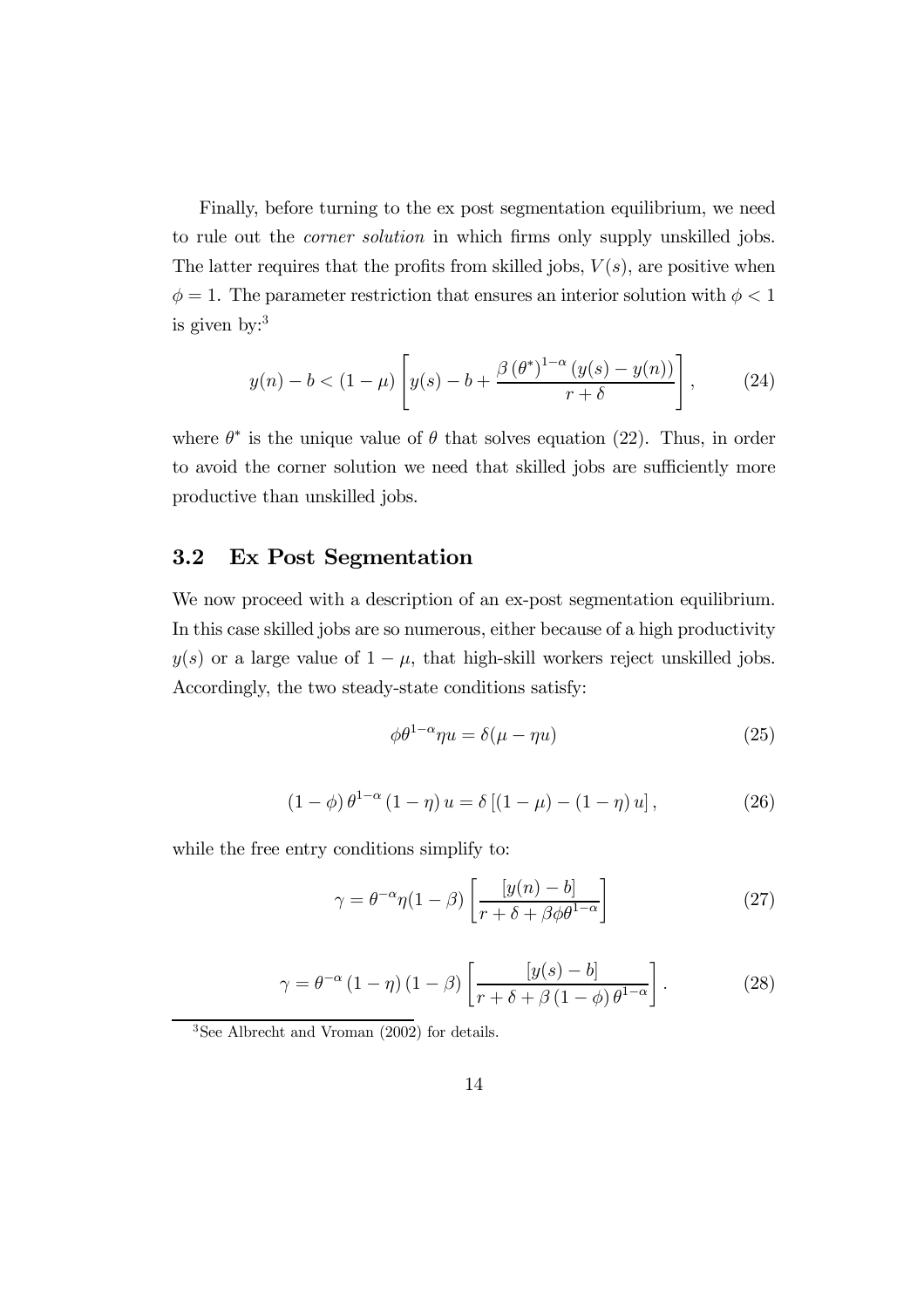Finally, before turning to the ex post segmentation equilibrium, we need to rule out the *corner solution* in which firms only supply unskilled jobs. The latter requires that the profits from skilled jobs, $V(s)$, are positive when $\phi = 1$. The parameter restriction that ensures an interior solution with $\phi < 1$ is given by:[3]

$$y(n) - b < (1 - \mu) \left[ y(s) - b + \frac{\beta \left(\theta^{*}\right)^{1-\alpha} \left(y(s) - y(n)\right)}{r + \delta} \right], \tag{24}$$

where $\theta^{*}$ is the unique value of $\theta$ that solves equation (22). Thus, in order to avoid the corner solution we need that skilled jobs are sufficiently more productive than unskilled jobs.

## 3.2 Ex Post Segmentation

We now proceed with a description of an ex-post segmentation equilibrium. In this case skilled jobs are so numerous, either because of a high productivity $y(s)$ or a large value of $1 - \mu$, that high-skill workers reject unskilled jobs. Accordingly, the two steady-state conditions satisfy:

$$\phi \theta^{1-\alpha} \eta u = \delta(\mu - \eta u) \tag{25}$$

$$\left(1 - \phi\right) \theta^{1-\alpha} \left(1 - \eta\right) u = \delta \left[ \left(1 - \mu\right) - \left(1 - \eta\right) u \right], \tag{26}$$

while the free entry conditions simplify to:

$$\gamma = \theta^{-\alpha} \eta (1 - \beta) \left[ \frac{[y(n) - b]}{r + \delta + \beta \phi \theta^{1-\alpha}} \right] \tag{27}$$

$$\gamma = \theta^{-\alpha} \left(1 - \eta\right) \left(1 - \beta\right) \left[ \frac{[y(s) - b]}{r + \delta + \beta \left(1 - \phi\right) \theta^{1-\alpha}} \right]. \tag{28}$$

[3]See Albrecht and Vroman (2002) for details.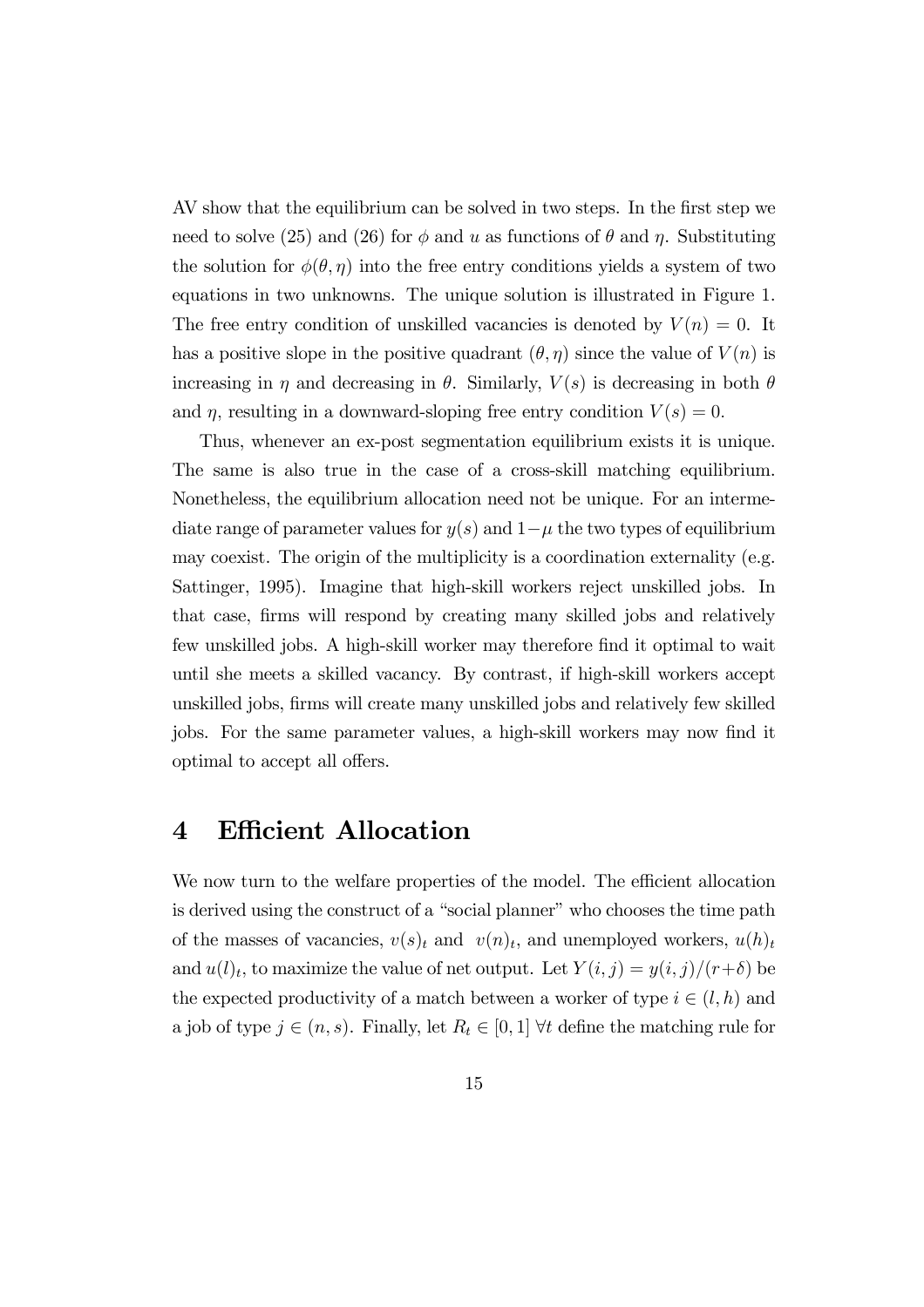AV show that the equilibrium can be solved in two steps. In the first step we need to solve (25) and (26) for $\phi$ and $u$ as functions of $\theta$ and $\eta$. Substituting the solution for $\phi(\theta, \eta)$ into the free entry conditions yields a system of two equations in two unknowns. The unique solution is illustrated in Figure 1. The free entry condition of unskilled vacancies is denoted by $V(n) = 0$. It has a positive slope in the positive quadrant $(\theta, \eta)$ since the value of $V(n)$ is increasing in $\eta$ and decreasing in $\theta$. Similarly, $V(s)$ is decreasing in both $\theta$ and $\eta$, resulting in a downward-sloping free entry condition $V(s) = 0$.

Thus, whenever an ex-post segmentation equilibrium exists it is unique. The same is also true in the case of a cross-skill matching equilibrium. Nonetheless, the equilibrium allocation need not be unique. For an intermediate range of parameter values for $y(s)$ and $1-\mu$ the two types of equilibrium may coexist. The origin of the multiplicity is a coordination externality (e.g. Sattinger, 1995). Imagine that high-skill workers reject unskilled jobs. In that case, firms will respond by creating many skilled jobs and relatively few unskilled jobs. A high-skill worker may therefore find it optimal to wait until she meets a skilled vacancy. By contrast, if high-skill workers accept unskilled jobs, firms will create many unskilled jobs and relatively few skilled jobs. For the same parameter values, a high-skill workers may now find it optimal to accept all offers.

# 4 Efficient Allocation

We now turn to the welfare properties of the model. The efficient allocation is derived using the construct of a "social planner" who chooses the time path of the masses of vacancies, $v(s)_t$ and $v(n)_t$, and unemployed workers, $u(h)_t$ and $u(l)_t$, to maximize the value of net output. Let $Y(i, j) = y(i, j)/(r+\delta)$ be the expected productivity of a match between a worker of type $i \in (l, h)$ and a job of type $j \in (n, s)$. Finally, let $R_t \in [0, 1]$ $\forall t$ define the matching rule for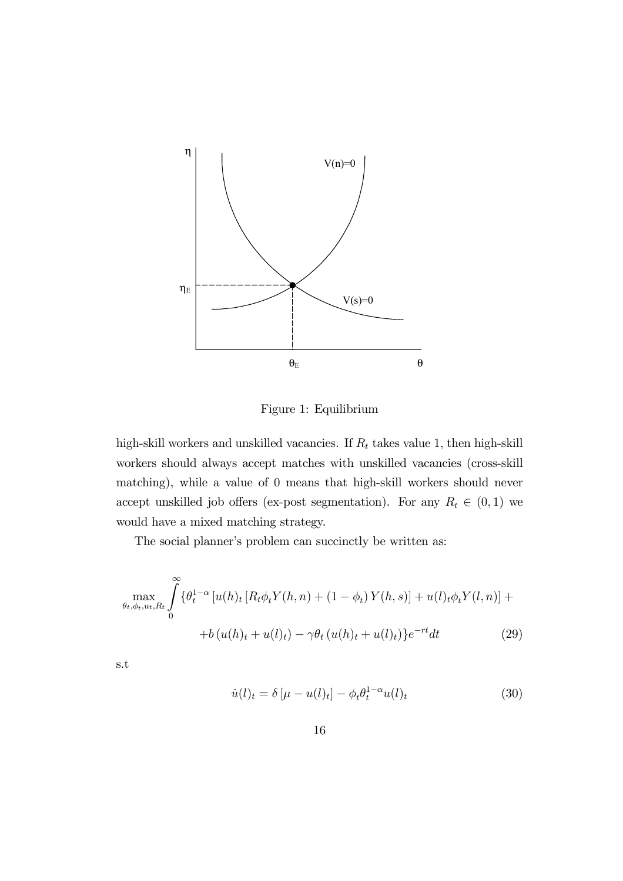Figure 1: Equilibrium

high-skill workers and unskilled vacancies. If $R_t$ takes value 1, then high-skill workers should always accept matches with unskilled vacancies (cross-skill matching), while a value of 0 means that high-skill workers should never accept unskilled job offers (ex-post segmentation). For any $R_t \in (0,1)$ we would have a mixed matching strategy.

The social planner's problem can succinctly be written as:

$$\max_{\theta_t,\phi_t,u_t,R_t} \int_0^\infty \{\theta_t^{1-\alpha}\left[u(h)_t\left[R_t\phi_t Y(h,n) + (1-\phi_t)\, Y(h,s)\right] + u(l)_t\phi_t Y(l,n)\right] +$$

$$+ b\left(u(h)_t + u(l)_t\right) - \gamma\theta_t\left(u(h)_t + u(l)_t\right)\} e^{-rt} dt \tag{29}$$

s.t

$$\dot{u}(l)_t = \delta\left[\mu - u(l)_t\right] - \phi_t\theta_t^{1-\alpha}u(l)_t \tag{30}$$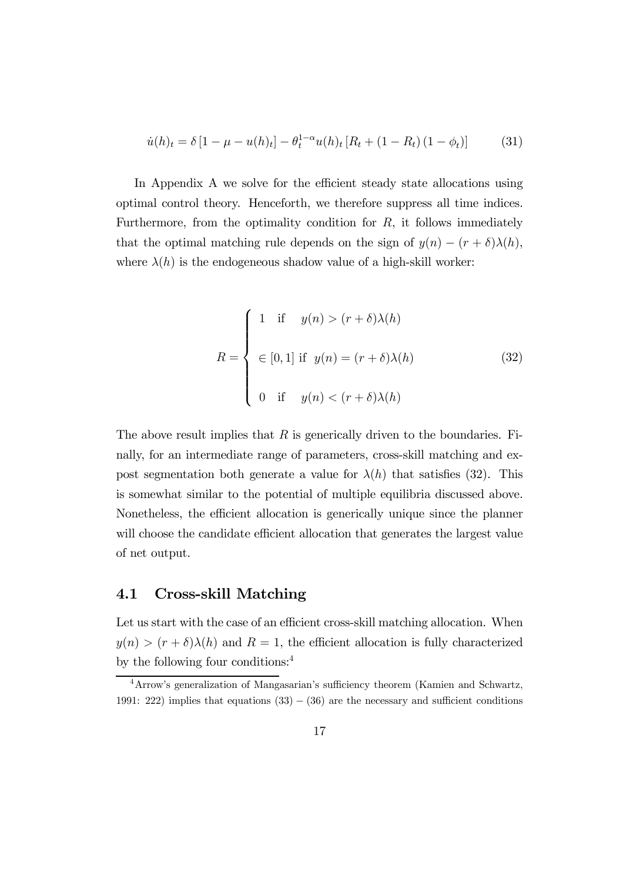$$\dot{u}(h)_t = \delta \left[1 - \mu - u(h)_t\right] - \theta_t^{1-\alpha} u(h)_t \left[R_t + (1 - R_t)(1 - \phi_t)\right] \tag{31}$$

In Appendix A we solve for the efficient steady state allocations using optimal control theory. Henceforth, we therefore suppress all time indices. Furthermore, from the optimality condition for $R$, it follows immediately that the optimal matching rule depends on the sign of $y(n) - (r + \delta)\lambda(h)$, where $\lambda(h)$ is the endogeneous shadow value of a high-skill worker:

$$R = \begin{cases} 1 & \text{if} \quad y(n) > (r + \delta)\lambda(h) \\ \in [0, 1] & \text{if} \quad y(n) = (r + \delta)\lambda(h) \\ 0 & \text{if} \quad y(n) < (r + \delta)\lambda(h) \end{cases} \tag{32}$$

The above result implies that $R$ is generically driven to the boundaries. Finally, for an intermediate range of parameters, cross-skill matching and ex-post segmentation both generate a value for $\lambda(h)$ that satisfies (32). This is somewhat similar to the potential of multiple equilibria discussed above. Nonetheless, the efficient allocation is generically unique since the planner will choose the candidate efficient allocation that generates the largest value of net output.

## 4.1 Cross-skill Matching

Let us start with the case of an efficient cross-skill matching allocation. When $y(n) > (r + \delta)\lambda(h)$ and $R = 1$, the efficient allocation is fully characterized by the following four conditions:[4]

[4] Arrow's generalization of Mangasarian's sufficiency theorem (Kamien and Schwartz, 1991: 222) implies that equations (33) − (36) are the necessary and sufficient conditions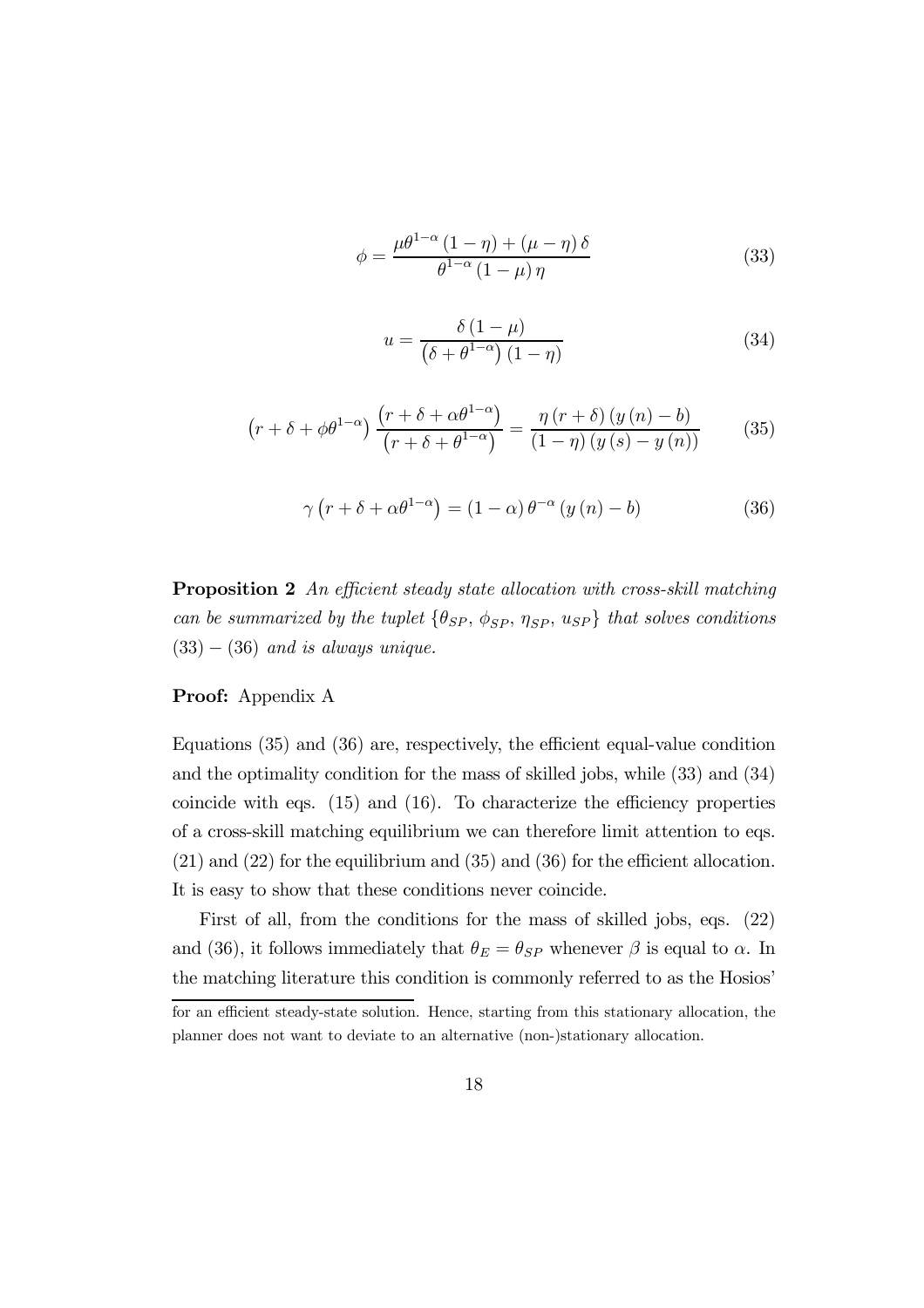$$\phi = \frac{\mu\theta^{1-\alpha}(1-\eta) + (\mu-\eta)\delta}{\theta^{1-\alpha}(1-\mu)\eta} \tag{33}$$

$$u = \frac{\delta(1-\mu)}{(\delta+\theta^{1-\alpha})(1-\eta)} \tag{34}$$

$$\left(r+\delta+\phi\theta^{1-\alpha}\right)\frac{\left(r+\delta+\alpha\theta^{1-\alpha}\right)}{\left(r+\delta+\theta^{1-\alpha}\right)} = \frac{\eta(r+\delta)(y(n)-b)}{(1-\eta)(y(s)-y(n))} \tag{35}$$

$$\gamma\left(r+\delta+\alpha\theta^{1-\alpha}\right) = (1-\alpha)\theta^{-\alpha}(y(n)-b) \tag{36}$$

**Proposition 2** *An efficient steady state allocation with cross-skill matching can be summarized by the tuplet $\{\theta_{SP}, \phi_{SP}, \eta_{SP}, u_{SP}\}$ that solves conditions $(33)-(36)$ and is always unique.*

**Proof:** Appendix A

Equations (35) and (36) are, respectively, the efficient equal-value condition and the optimality condition for the mass of skilled jobs, while (33) and (34) coincide with eqs. (15) and (16). To characterize the efficiency properties of a cross-skill matching equilibrium we can therefore limit attention to eqs. (21) and (22) for the equilibrium and (35) and (36) for the efficient allocation. It is easy to show that these conditions never coincide.

First of all, from the conditions for the mass of skilled jobs, eqs. (22) and (36), it follows immediately that $\theta_E = \theta_{SP}$ whenever $\beta$ is equal to $\alpha$. In the matching literature this condition is commonly referred to as the Hosios'

for an efficient steady-state solution. Hence, starting from this stationary allocation, the planner does not want to deviate to an alternative (non-)stationary allocation.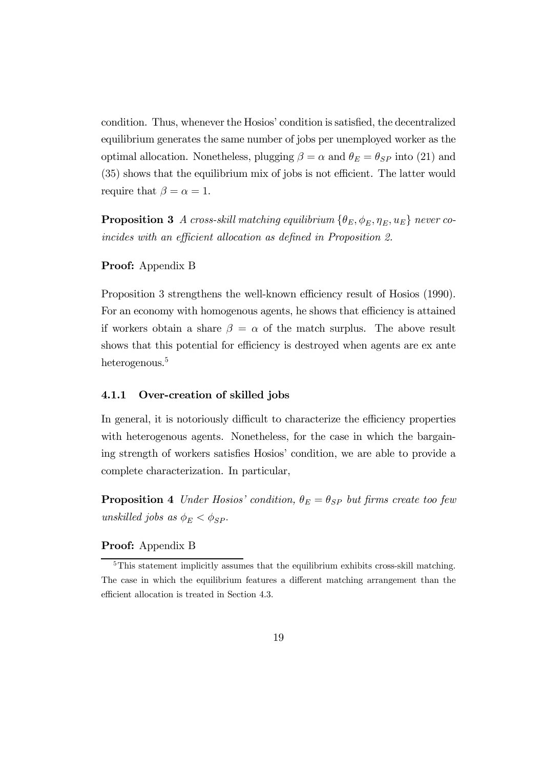condition. Thus, whenever the Hosios' condition is satisfied, the decentralized equilibrium generates the same number of jobs per unemployed worker as the optimal allocation. Nonetheless, plugging $\beta = \alpha$ and $\theta_E = \theta_{SP}$ into (21) and (35) shows that the equilibrium mix of jobs is not efficient. The latter would require that $\beta = \alpha = 1$.

**Proposition 3** *A cross-skill matching equilibrium* $\{\theta_E, \phi_E, \eta_E, u_E\}$ *never coincides with an efficient allocation as defined in Proposition 2.*

**Proof:** Appendix B

Proposition 3 strengthens the well-known efficiency result of Hosios (1990). For an economy with homogenous agents, he shows that efficiency is attained if workers obtain a share $\beta = \alpha$ of the match surplus. The above result shows that this potential for efficiency is destroyed when agents are ex ante heterogenous.[5]

### 4.1.1 Over-creation of skilled jobs

In general, it is notoriously difficult to characterize the efficiency properties with heterogenous agents. Nonetheless, for the case in which the bargaining strength of workers satisfies Hosios' condition, we are able to provide a complete characterization. In particular,

**Proposition 4** *Under Hosios' condition,* $\theta_E = \theta_{SP}$ *but firms create too few unskilled jobs as* $\phi_E < \phi_{SP}$*.*

**Proof:** Appendix B

[5] This statement implicitly assumes that the equilibrium exhibits cross-skill matching. The case in which the equilibrium features a different matching arrangement than the efficient allocation is treated in Section 4.3.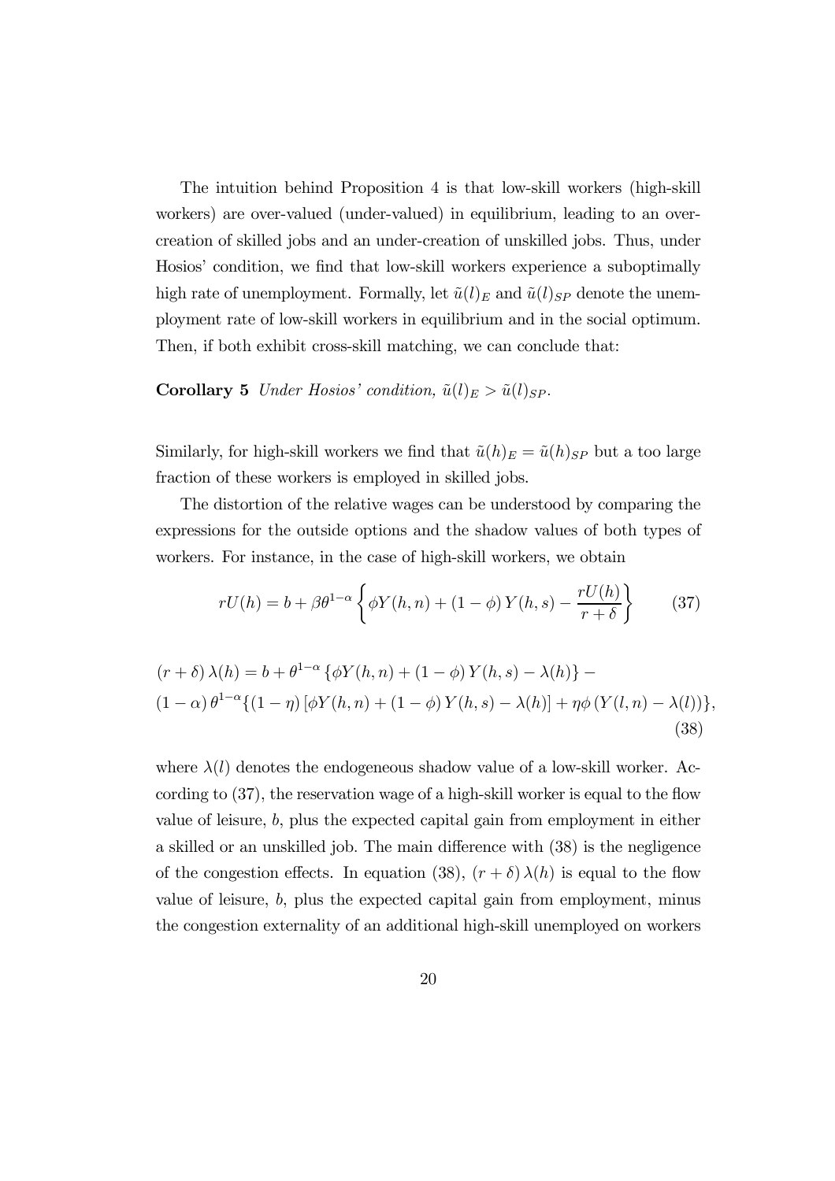The intuition behind Proposition 4 is that low-skill workers (high-skill workers) are over-valued (under-valued) in equilibrium, leading to an over-creation of skilled jobs and an under-creation of unskilled jobs. Thus, under Hosios' condition, we find that low-skill workers experience a suboptimally high rate of unemployment. Formally, let $\tilde{u}(l)_E$ and $\tilde{u}(l)_{SP}$ denote the unemployment rate of low-skill workers in equilibrium and in the social optimum. Then, if both exhibit cross-skill matching, we can conclude that:

**Corollary 5** *Under Hosios' condition,* $\tilde{u}(l)_E > \tilde{u}(l)_{SP}$.

Similarly, for high-skill workers we find that $\tilde{u}(h)_E = \tilde{u}(h)_{SP}$ but a too large fraction of these workers is employed in skilled jobs.

The distortion of the relative wages can be understood by comparing the expressions for the outside options and the shadow values of both types of workers. For instance, in the case of high-skill workers, we obtain

$$rU(h) = b + \beta\theta^{1-\alpha}\left\{\phi Y(h,n) + (1-\phi)\,Y(h,s) - \frac{rU(h)}{r+\delta}\right\} \tag{37}$$

$$(r+\delta)\,\lambda(h) = b + \theta^{1-\alpha}\left\{\phi Y(h,n) + (1-\phi)\,Y(h,s) - \lambda(h)\right\} - \\ (1-\alpha)\,\theta^{1-\alpha}\{(1-\eta)\left[\phi Y(h,n) + (1-\phi)\,Y(h,s) - \lambda(h)\right] + \eta\phi\left(Y(l,n) - \lambda(l)\right)\}, \tag{38}$$

where $\lambda(l)$ denotes the endogeneous shadow value of a low-skill worker. According to (37), the reservation wage of a high-skill worker is equal to the flow value of leisure, $b$, plus the expected capital gain from employment in either a skilled or an unskilled job. The main difference with (38) is the negligence of the congestion effects. In equation (38), $(r+\delta)\,\lambda(h)$ is equal to the flow value of leisure, $b$, plus the expected capital gain from employment, minus the congestion externality of an additional high-skill unemployed on workers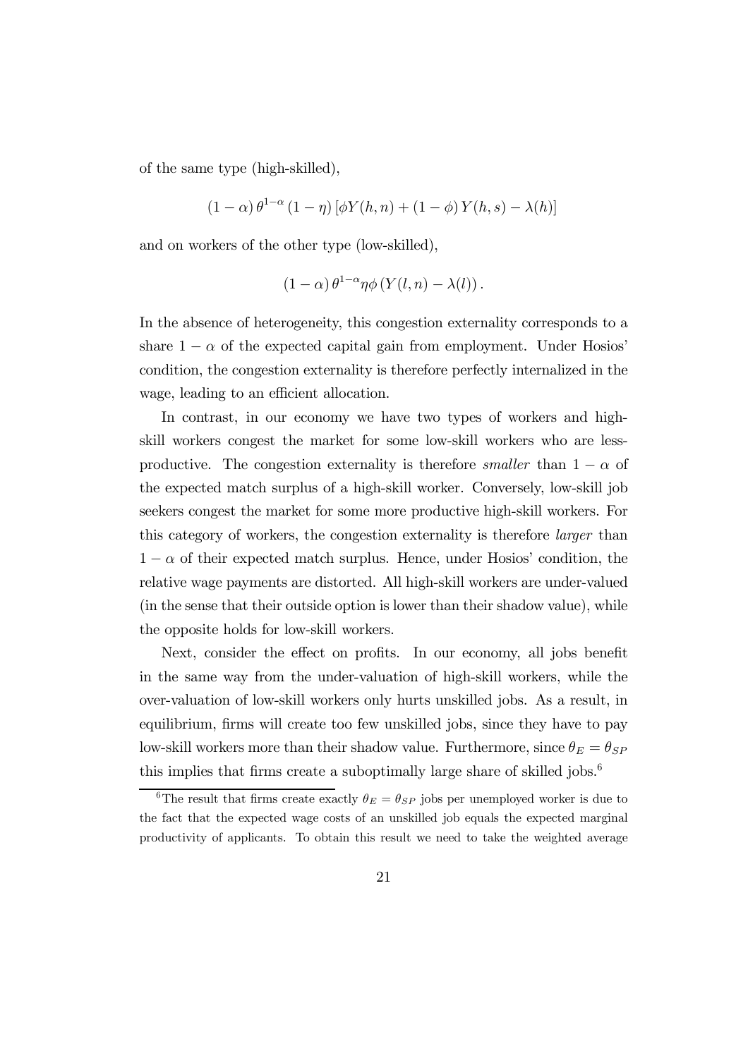of the same type (high-skilled),

$$(1-\alpha)\,\theta^{1-\alpha}\,(1-\eta)\,[\phi Y(h,n) + (1-\phi)\,Y(h,s) - \lambda(h)]$$

and on workers of the other type (low-skilled),

$$(1-\alpha)\,\theta^{1-\alpha}\eta\phi\,(Y(l,n) - \lambda(l)).$$

In the absence of heterogeneity, this congestion externality corresponds to a share $1-\alpha$ of the expected capital gain from employment. Under Hosios' condition, the congestion externality is therefore perfectly internalized in the wage, leading to an efficient allocation.

In contrast, in our economy we have two types of workers and high-skill workers congest the market for some low-skill workers who are less-productive. The congestion externality is therefore *smaller* than $1-\alpha$ of the expected match surplus of a high-skill worker. Conversely, low-skill job seekers congest the market for some more productive high-skill workers. For this category of workers, the congestion externality is therefore *larger* than $1-\alpha$ of their expected match surplus. Hence, under Hosios' condition, the relative wage payments are distorted. All high-skill workers are under-valued (in the sense that their outside option is lower than their shadow value), while the opposite holds for low-skill workers.

Next, consider the effect on profits. In our economy, all jobs benefit in the same way from the under-valuation of high-skill workers, while the over-valuation of low-skill workers only hurts unskilled jobs. As a result, in equilibrium, firms will create too few unskilled jobs, since they have to pay low-skill workers more than their shadow value. Furthermore, since $\theta_E = \theta_{SP}$ this implies that firms create a suboptimally large share of skilled jobs.[6]

[6]The result that firms create exactly $\theta_E = \theta_{SP}$ jobs per unemployed worker is due to the fact that the expected wage costs of an unskilled job equals the expected marginal productivity of applicants. To obtain this result we need to take the weighted average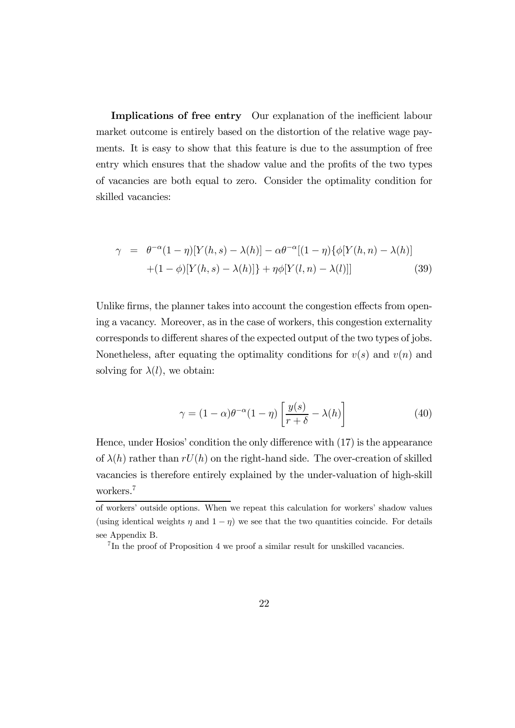**Implications of free entry** Our explanation of the inefficient labour market outcome is entirely based on the distortion of the relative wage payments. It is easy to show that this feature is due to the assumption of free entry which ensures that the shadow value and the profits of the two types of vacancies are both equal to zero. Consider the optimality condition for skilled vacancies:

$$\begin{aligned} \gamma &= \theta^{-\alpha}(1-\eta)[Y(h,s)-\lambda(h)] - \alpha\theta^{-\alpha}[(1-\eta)\{\phi[Y(h,n)-\lambda(h)] \\ &\quad +(1-\phi)[Y(h,s)-\lambda(h)]\} + \eta\phi[Y(l,n)-\lambda(l)]] \end{aligned} \tag{39}$$

Unlike firms, the planner takes into account the congestion effects from opening a vacancy. Moreover, as in the case of workers, this congestion externality corresponds to different shares of the expected output of the two types of jobs. Nonetheless, after equating the optimality conditions for $v(s)$ and $v(n)$ and solving for $\lambda(l)$, we obtain:

$$\gamma = (1-\alpha)\theta^{-\alpha}(1-\eta)\left[\frac{y(s)}{r+\delta} - \lambda(h)\right] \tag{40}$$

Hence, under Hosios' condition the only difference with (17) is the appearance of $\lambda(h)$ rather than $rU(h)$ on the right-hand side. The over-creation of skilled vacancies is therefore entirely explained by the under-valuation of high-skill workers.[7]

---

of workers' outside options. When we repeat this calculation for workers' shadow values (using identical weights $\eta$ and $1-\eta$) we see that the two quantities coincide. For details see Appendix B.

[7] In the proof of Proposition 4 we proof a similar result for unskilled vacancies.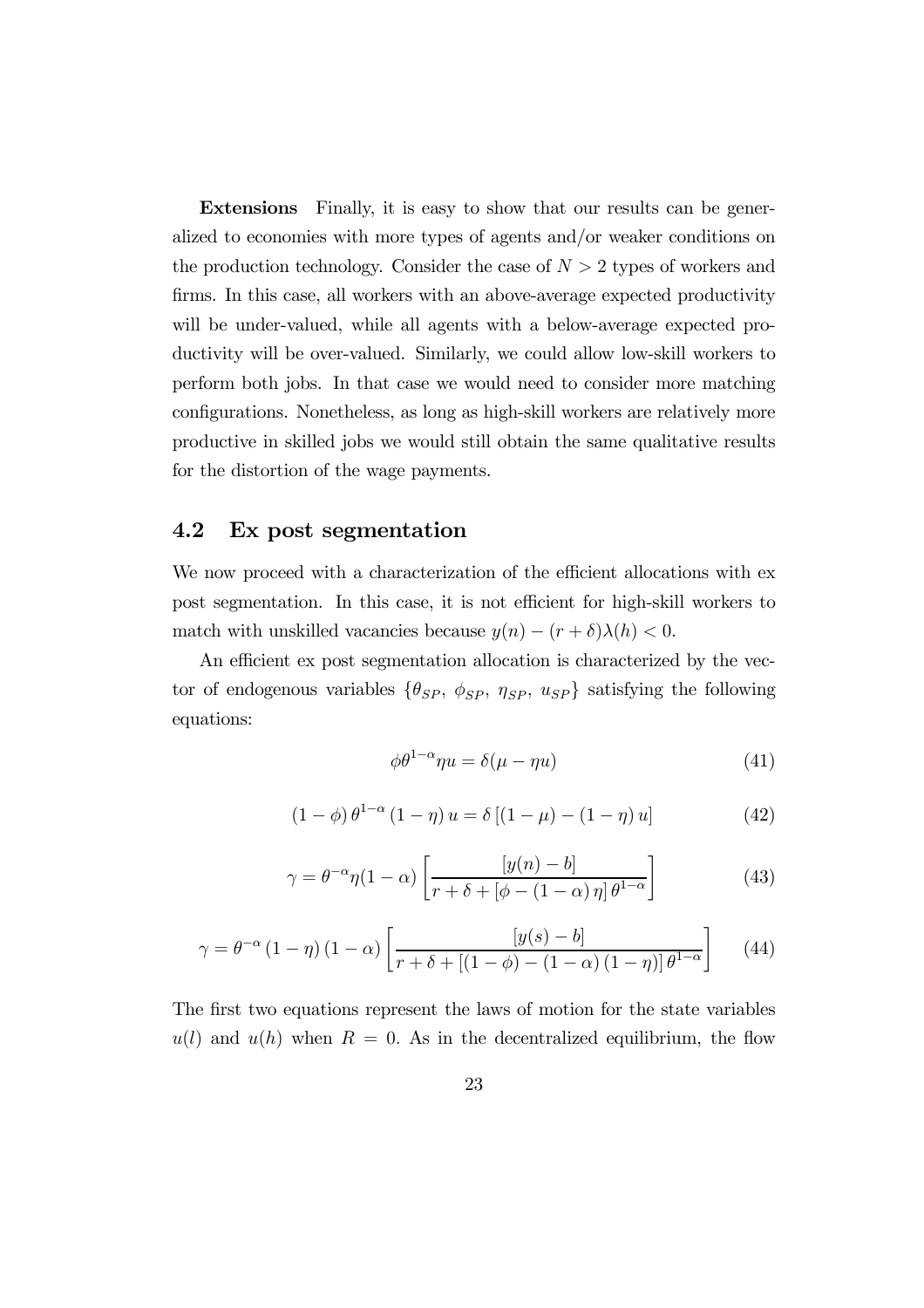**Extensions** Finally, it is easy to show that our results can be generalized to economies with more types of agents and/or weaker conditions on the production technology. Consider the case of $N > 2$ types of workers and firms. In this case, all workers with an above-average expected productivity will be under-valued, while all agents with a below-average expected productivity will be over-valued. Similarly, we could allow low-skill workers to perform both jobs. In that case we would need to consider more matching configurations. Nonetheless, as long as high-skill workers are relatively more productive in skilled jobs we would still obtain the same qualitative results for the distortion of the wage payments.

## 4.2 Ex post segmentation

We now proceed with a characterization of the efficient allocations with ex post segmentation. In this case, it is not efficient for high-skill workers to match with unskilled vacancies because $y(n) - (r + \delta)\lambda(h) < 0$.

An efficient ex post segmentation allocation is characterized by the vector of endogenous variables $\{\theta_{SP},\ \phi_{SP},\ \eta_{SP},\ u_{SP}\}$ satisfying the following equations:

$$\phi\theta^{1-\alpha}\eta u = \delta(\mu - \eta u) \tag{41}$$

$$(1 - \phi)\,\theta^{1-\alpha}\,(1 - \eta)\,u = \delta\,[(1 - \mu) - (1 - \eta)\,u] \tag{42}$$

$$\gamma = \theta^{-\alpha}\eta(1 - \alpha)\left[\frac{[y(n) - b]}{r + \delta + [\phi - (1 - \alpha)\,\eta]\,\theta^{1-\alpha}}\right] \tag{43}$$

$$\gamma = \theta^{-\alpha}\,(1 - \eta)\,(1 - \alpha)\left[\frac{[y(s) - b]}{r + \delta + [(1 - \phi) - (1 - \alpha)\,(1 - \eta)]\,\theta^{1-\alpha}}\right] \tag{44}$$

The first two equations represent the laws of motion for the state variables $u(l)$ and $u(h)$ when $R = 0$. As in the decentralized equilibrium, the flow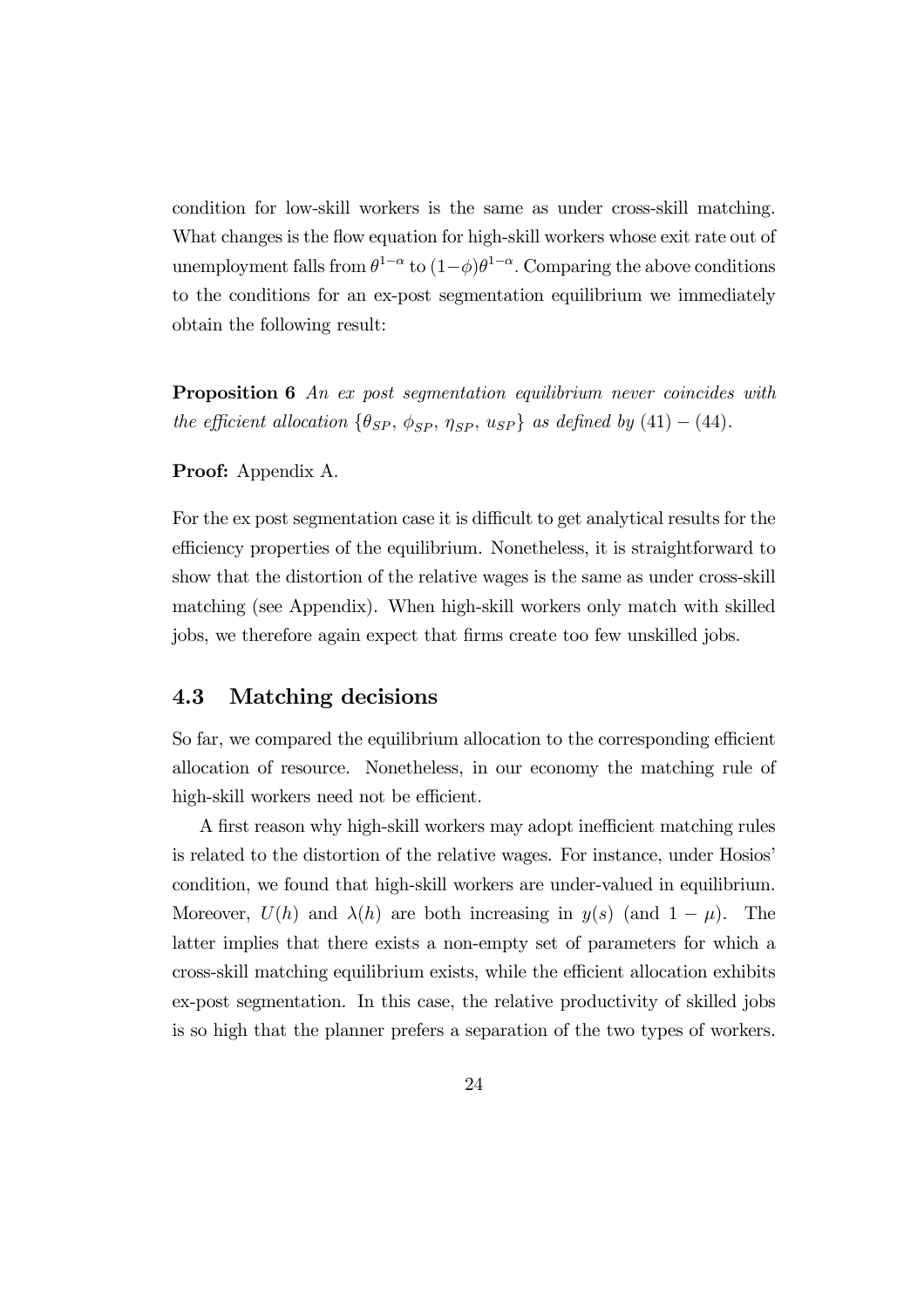condition for low-skill workers is the same as under cross-skill matching. What changes is the flow equation for high-skill workers whose exit rate out of unemployment falls from $\theta^{1-\alpha}$ to $(1-\phi)\theta^{1-\alpha}$. Comparing the above conditions to the conditions for an ex-post segmentation equilibrium we immediately obtain the following result:

**Proposition 6** *An ex post segmentation equilibrium never coincides with the efficient allocation* $\{\theta_{SP},\, \phi_{SP},\, \eta_{SP},\, u_{SP}\}$ *as defined by* $(41)-(44)$.

**Proof:** Appendix A.

For the ex post segmentation case it is difficult to get analytical results for the efficiency properties of the equilibrium. Nonetheless, it is straightforward to show that the distortion of the relative wages is the same as under cross-skill matching (see Appendix). When high-skill workers only match with skilled jobs, we therefore again expect that firms create too few unskilled jobs.

## 4.3 Matching decisions

So far, we compared the equilibrium allocation to the corresponding efficient allocation of resource. Nonetheless, in our economy the matching rule of high-skill workers need not be efficient.

A first reason why high-skill workers may adopt inefficient matching rules is related to the distortion of the relative wages. For instance, under Hosios' condition, we found that high-skill workers are under-valued in equilibrium. Moreover, $U(h)$ and $\lambda(h)$ are both increasing in $y(s)$ (and $1-\mu$). The latter implies that there exists a non-empty set of parameters for which a cross-skill matching equilibrium exists, while the efficient allocation exhibits ex-post segmentation. In this case, the relative productivity of skilled jobs is so high that the planner prefers a separation of the two types of workers.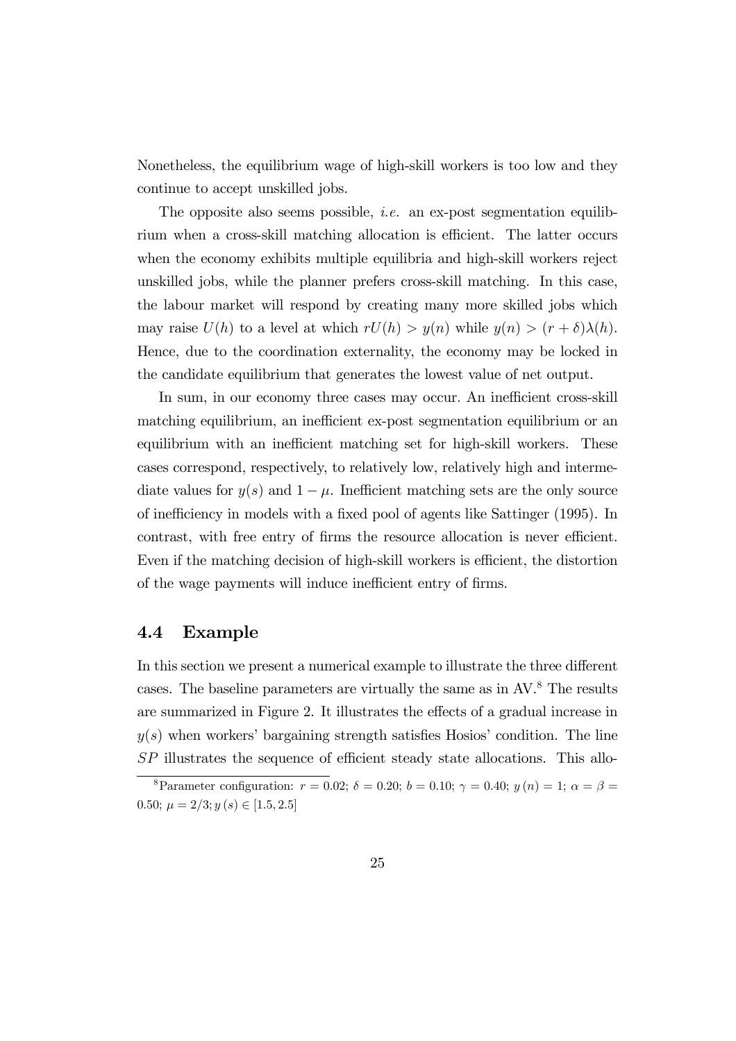Nonetheless, the equilibrium wage of high-skill workers is too low and they continue to accept unskilled jobs.

The opposite also seems possible, *i.e.* an ex-post segmentation equilibrium when a cross-skill matching allocation is efficient. The latter occurs when the economy exhibits multiple equilibria and high-skill workers reject unskilled jobs, while the planner prefers cross-skill matching. In this case, the labour market will respond by creating many more skilled jobs which may raise $U(h)$ to a level at which $rU(h) > y(n)$ while $y(n) > (r+\delta)\lambda(h)$. Hence, due to the coordination externality, the economy may be locked in the candidate equilibrium that generates the lowest value of net output.

In sum, in our economy three cases may occur. An inefficient cross-skill matching equilibrium, an inefficient ex-post segmentation equilibrium or an equilibrium with an inefficient matching set for high-skill workers. These cases correspond, respectively, to relatively low, relatively high and intermediate values for $y(s)$ and $1-\mu$. Inefficient matching sets are the only source of inefficiency in models with a fixed pool of agents like Sattinger (1995). In contrast, with free entry of firms the resource allocation is never efficient. Even if the matching decision of high-skill workers is efficient, the distortion of the wage payments will induce inefficient entry of firms.

## 4.4 Example

In this section we present a numerical example to illustrate the three different cases. The baseline parameters are virtually the same as in AV.[8] The results are summarized in Figure 2. It illustrates the effects of a gradual increase in $y(s)$ when workers' bargaining strength satisfies Hosios' condition. The line $SP$ illustrates the sequence of efficient steady state allocations. This allo-

[8] Parameter configuration: $r = 0.02$; $\delta = 0.20$; $b = 0.10$; $\gamma = 0.40$; $y(n) = 1$; $\alpha = \beta = 0.50$; $\mu = 2/3; y(s) \in [1.5, 2.5]$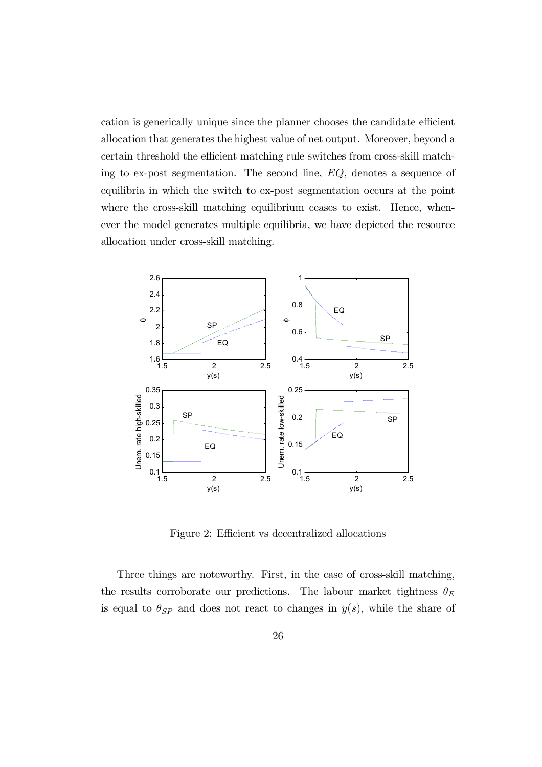cation is generically unique since the planner chooses the candidate efficient allocation that generates the highest value of net output. Moreover, beyond a certain threshold the efficient matching rule switches from cross-skill matching to ex-post segmentation. The second line, $EQ$, denotes a sequence of equilibria in which the switch to ex-post segmentation occurs at the point where the cross-skill matching equilibrium ceases to exist. Hence, whenever the model generates multiple equilibria, we have depicted the resource allocation under cross-skill matching.

Figure 2: Efficient vs decentralized allocations

Three things are noteworthy. First, in the case of cross-skill matching, the results corroborate our predictions. The labour market tightness $\theta_E$ is equal to $\theta_{SP}$ and does not react to changes in $y(s)$, while the share of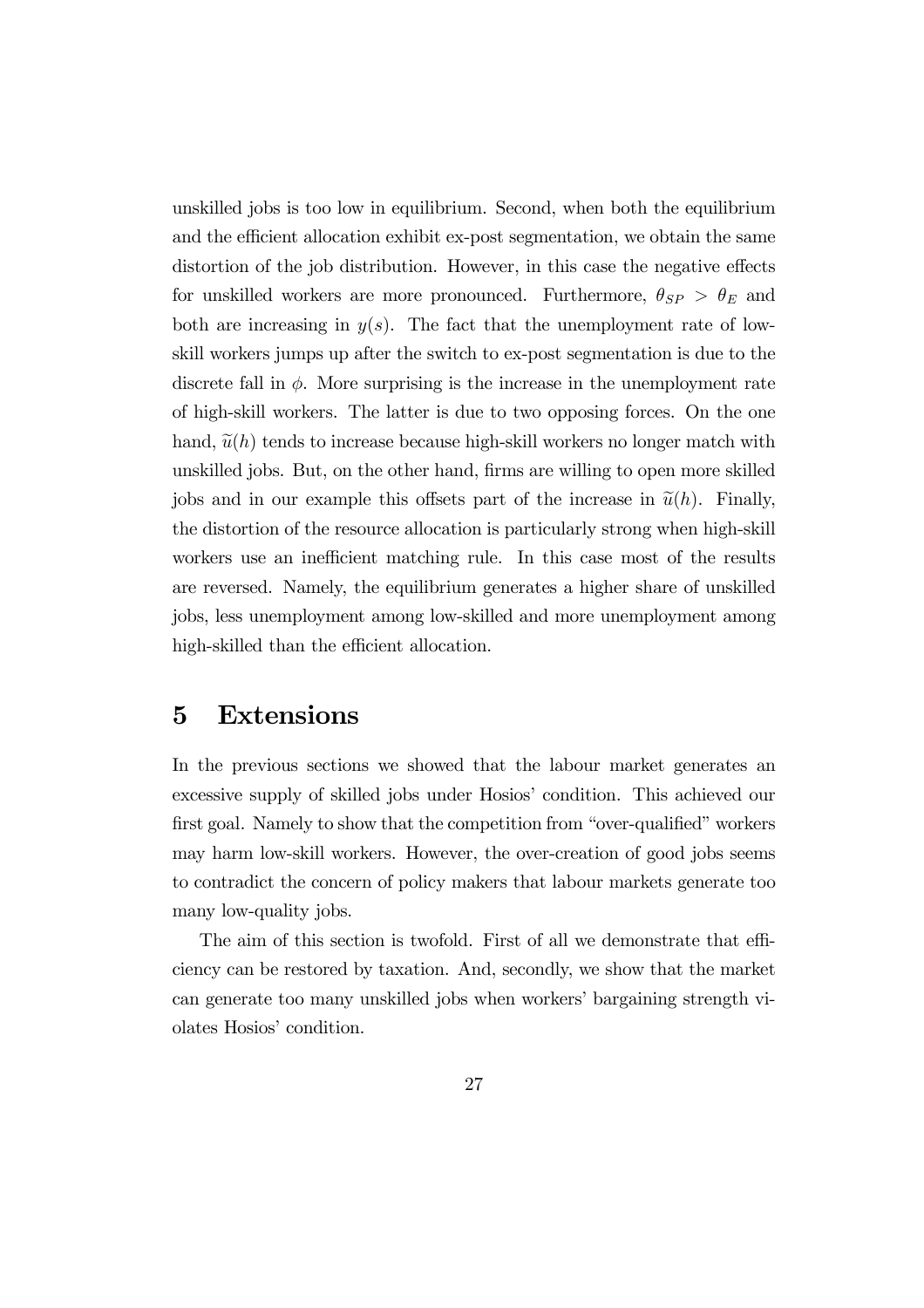unskilled jobs is too low in equilibrium. Second, when both the equilibrium and the efficient allocation exhibit ex-post segmentation, we obtain the same distortion of the job distribution. However, in this case the negative effects for unskilled workers are more pronounced. Furthermore, $\theta_{SP} > \theta_E$ and both are increasing in $y(s)$. The fact that the unemployment rate of low-skill workers jumps up after the switch to ex-post segmentation is due to the discrete fall in $\phi$. More surprising is the increase in the unemployment rate of high-skill workers. The latter is due to two opposing forces. On the one hand, $\widetilde{u}(h)$ tends to increase because high-skill workers no longer match with unskilled jobs. But, on the other hand, firms are willing to open more skilled jobs and in our example this offsets part of the increase in $\widetilde{u}(h)$. Finally, the distortion of the resource allocation is particularly strong when high-skill workers use an inefficient matching rule. In this case most of the results are reversed. Namely, the equilibrium generates a higher share of unskilled jobs, less unemployment among low-skilled and more unemployment among high-skilled than the efficient allocation.

# 5 Extensions

In the previous sections we showed that the labour market generates an excessive supply of skilled jobs under Hosios' condition. This achieved our first goal. Namely to show that the competition from "over-qualified" workers may harm low-skill workers. However, the over-creation of good jobs seems to contradict the concern of policy makers that labour markets generate too many low-quality jobs.

The aim of this section is twofold. First of all we demonstrate that efficiency can be restored by taxation. And, secondly, we show that the market can generate too many unskilled jobs when workers' bargaining strength violates Hosios' condition.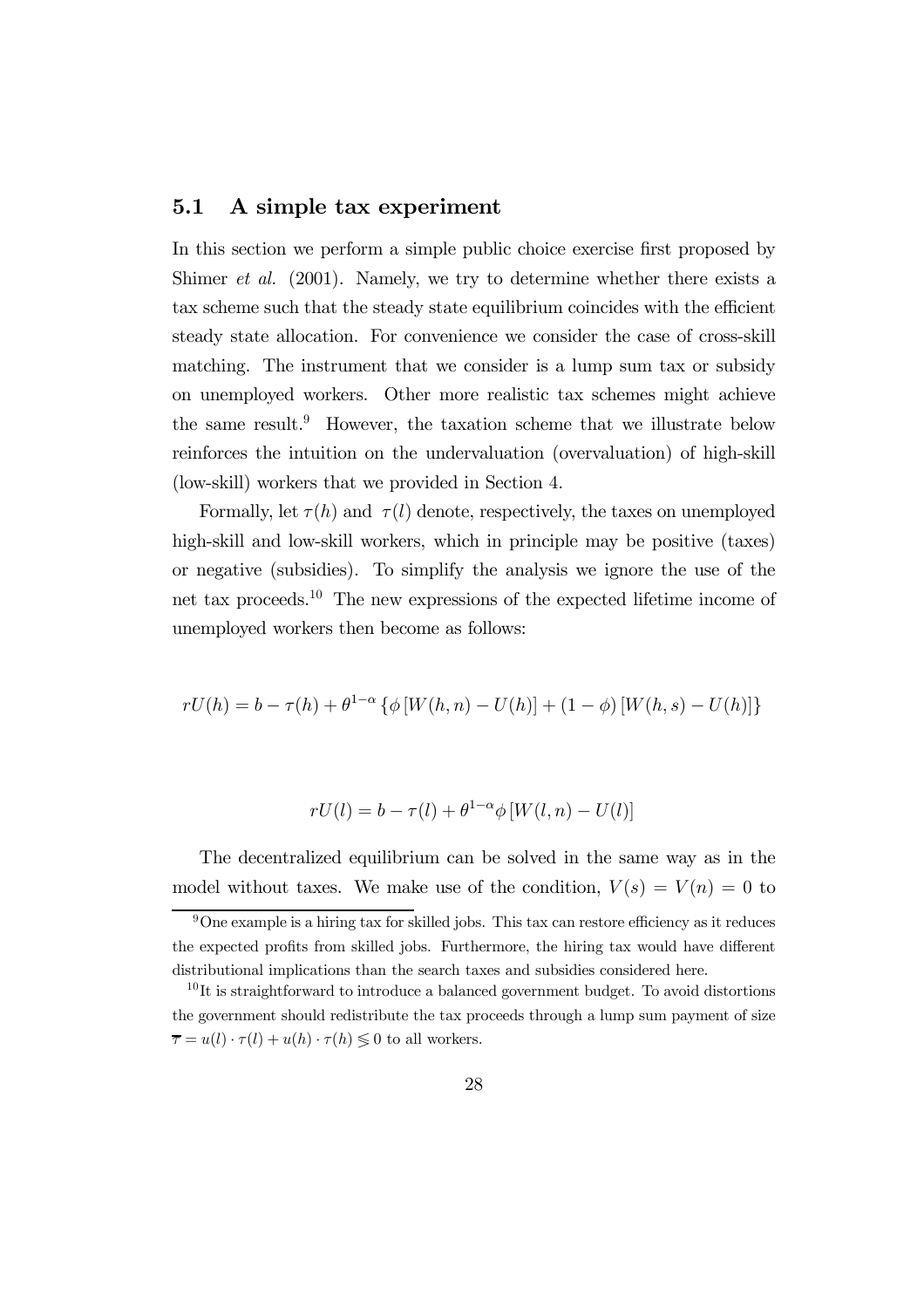### 5.1 A simple tax experiment

In this section we perform a simple public choice exercise first proposed by Shimer *et al.* (2001). Namely, we try to determine whether there exists a tax scheme such that the steady state equilibrium coincides with the efficient steady state allocation. For convenience we consider the case of cross-skill matching. The instrument that we consider is a lump sum tax or subsidy on unemployed workers. Other more realistic tax schemes might achieve the same result.[9] However, the taxation scheme that we illustrate below reinforces the intuition on the undervaluation (overvaluation) of high-skill (low-skill) workers that we provided in Section 4.

Formally, let $\tau(h)$ and $\tau(l)$ denote, respectively, the taxes on unemployed high-skill and low-skill workers, which in principle may be positive (taxes) or negative (subsidies). To simplify the analysis we ignore the use of the net tax proceeds.[10] The new expressions of the expected lifetime income of unemployed workers then become as follows:

$$rU(h) = b - \tau(h) + \theta^{1-\alpha} \left\{ \phi \left[ W(h,n) - U(h) \right] + (1-\phi) \left[ W(h,s) - U(h) \right] \right\}$$

$$rU(l) = b - \tau(l) + \theta^{1-\alpha} \phi \left[ W(l,n) - U(l) \right]$$

The decentralized equilibrium can be solved in the same way as in the model without taxes. We make use of the condition, $V(s) = V(n) = 0$ to

[9] One example is a hiring tax for skilled jobs. This tax can restore efficiency as it reduces the expected profits from skilled jobs. Furthermore, the hiring tax would have different distributional implications than the search taxes and subsidies considered here.

[10] It is straightforward to introduce a balanced government budget. To avoid distortions the government should redistribute the tax proceeds through a lump sum payment of size $\overline{\tau} = u(l) \cdot \tau(l) + u(h) \cdot \tau(h) \lesseqgtr 0$ to all workers.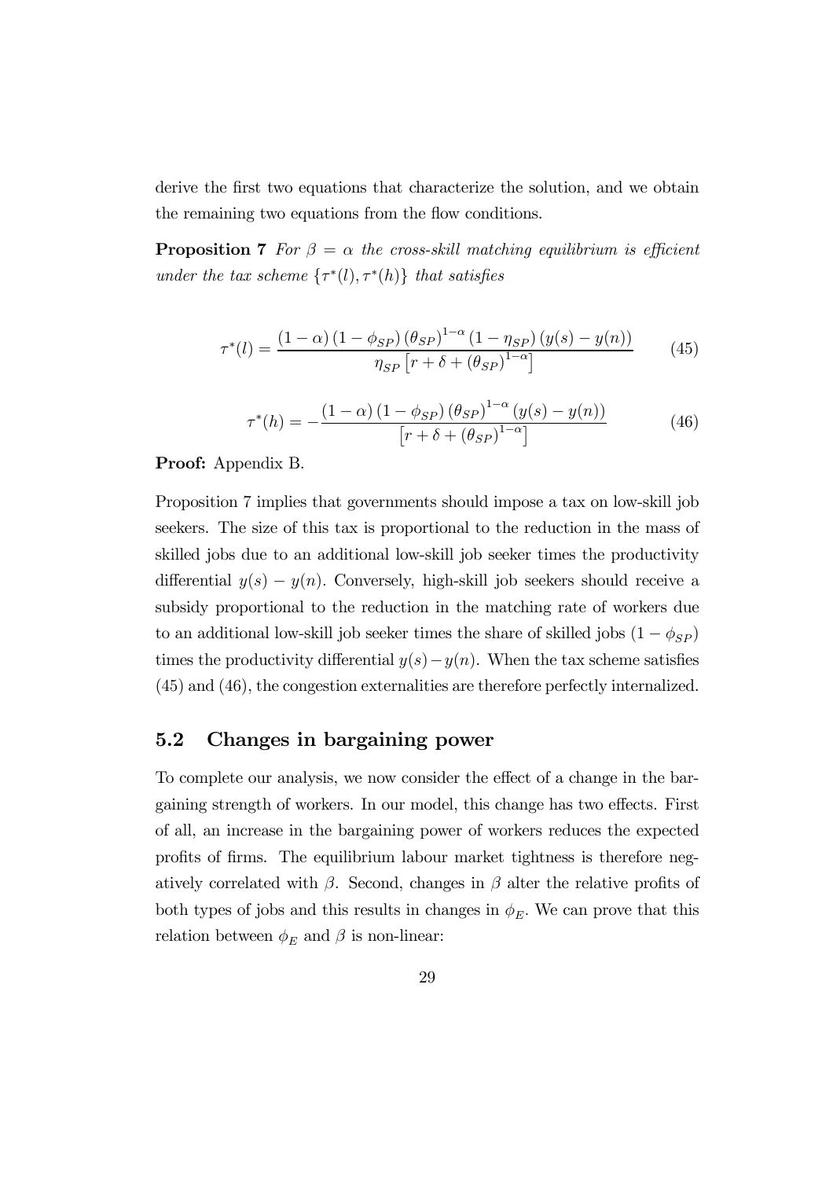derive the first two equations that characterize the solution, and we obtain the remaining two equations from the flow conditions.

**Proposition 7** *For $\beta = \alpha$ the cross-skill matching equilibrium is efficient under the tax scheme $\{\tau^*(l), \tau^*(h)\}$ that satisfies*

$$\tau^*(l) = \frac{(1-\alpha)(1-\phi_{SP})(\theta_{SP})^{1-\alpha}(1-\eta_{SP})(y(s)-y(n))}{\eta_{SP}\left[r+\delta+(\theta_{SP})^{1-\alpha}\right]} \tag{45}$$

$$\tau^*(h) = -\frac{(1-\alpha)(1-\phi_{SP})(\theta_{SP})^{1-\alpha}(y(s)-y(n))}{\left[r+\delta+(\theta_{SP})^{1-\alpha}\right]} \tag{46}$$

**Proof:** Appendix B.

Proposition 7 implies that governments should impose a tax on low-skill job seekers. The size of this tax is proportional to the reduction in the mass of skilled jobs due to an additional low-skill job seeker times the productivity differential $y(s) - y(n)$. Conversely, high-skill job seekers should receive a subsidy proportional to the reduction in the matching rate of workers due to an additional low-skill job seeker times the share of skilled jobs $(1 - \phi_{SP})$ times the productivity differential $y(s) - y(n)$. When the tax scheme satisfies (45) and (46), the congestion externalities are therefore perfectly internalized.

## 5.2 Changes in bargaining power

To complete our analysis, we now consider the effect of a change in the bargaining strength of workers. In our model, this change has two effects. First of all, an increase in the bargaining power of workers reduces the expected profits of firms. The equilibrium labour market tightness is therefore negatively correlated with $\beta$. Second, changes in $\beta$ alter the relative profits of both types of jobs and this results in changes in $\phi_E$. We can prove that this relation between $\phi_E$ and $\beta$ is non-linear: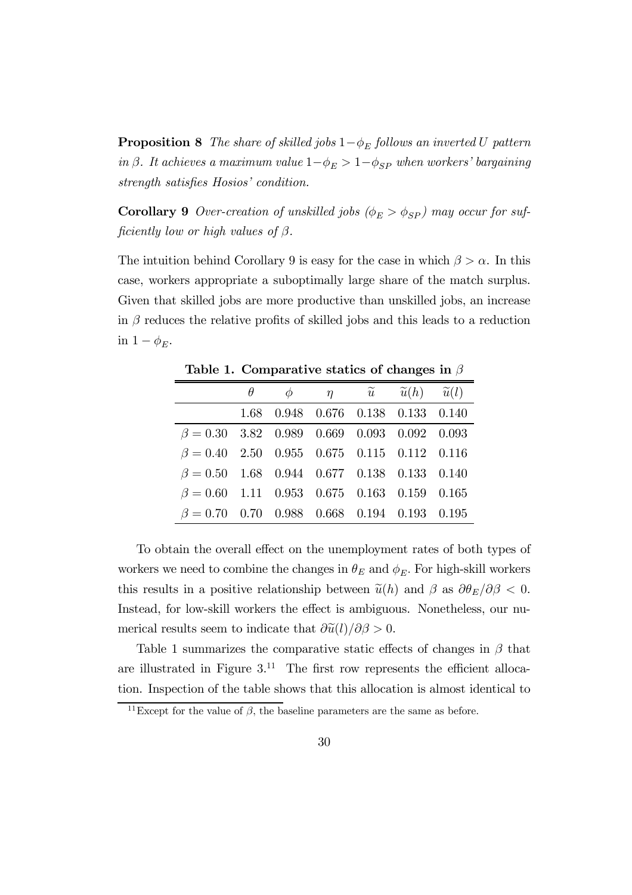**Proposition 8** *The share of skilled jobs $1-\phi_E$ follows an inverted U pattern in $\beta$. It achieves a maximum value $1-\phi_E > 1-\phi_{SP}$ when workers' bargaining strength satisfies Hosios' condition.*

**Corollary 9** *Over-creation of unskilled jobs ($\phi_E > \phi_{SP}$) may occur for sufficiently low or high values of $\beta$.*

The intuition behind Corollary 9 is easy for the case in which $\beta > \alpha$. In this case, workers appropriate a suboptimally large share of the match surplus. Given that skilled jobs are more productive than unskilled jobs, an increase in $\beta$ reduces the relative profits of skilled jobs and this leads to a reduction in $1-\phi_E$.

**Table 1. Comparative statics of changes in $\beta$**

| | $\theta$ | $\phi$ | $\eta$ | $\widetilde{u}$ | $\widetilde{u}(h)$ | $\widetilde{u}(l)$ |
|---|---|---|---|---|---|---|
| | 1.68 | 0.948 | 0.676 | 0.138 | 0.133 | 0.140 |
| $\beta = 0.30$ | 3.82 | 0.989 | 0.669 | 0.093 | 0.092 | 0.093 |
| $\beta = 0.40$ | 2.50 | 0.955 | 0.675 | 0.115 | 0.112 | 0.116 |
| $\beta = 0.50$ | 1.68 | 0.944 | 0.677 | 0.138 | 0.133 | 0.140 |
| $\beta = 0.60$ | 1.11 | 0.953 | 0.675 | 0.163 | 0.159 | 0.165 |
| $\beta = 0.70$ | 0.70 | 0.988 | 0.668 | 0.194 | 0.193 | 0.195 |

To obtain the overall effect on the unemployment rates of both types of workers we need to combine the changes in $\theta_E$ and $\phi_E$. For high-skill workers this results in a positive relationship between $\widetilde{u}(h)$ and $\beta$ as $\partial\theta_E/\partial\beta < 0$. Instead, for low-skill workers the effect is ambiguous. Nonetheless, our numerical results seem to indicate that $\partial\widetilde{u}(l)/\partial\beta > 0$.

Table 1 summarizes the comparative static effects of changes in $\beta$ that are illustrated in Figure 3.[11] The first row represents the efficient allocation. Inspection of the table shows that this allocation is almost identical to

[11] Except for the value of $\beta$, the baseline parameters are the same as before.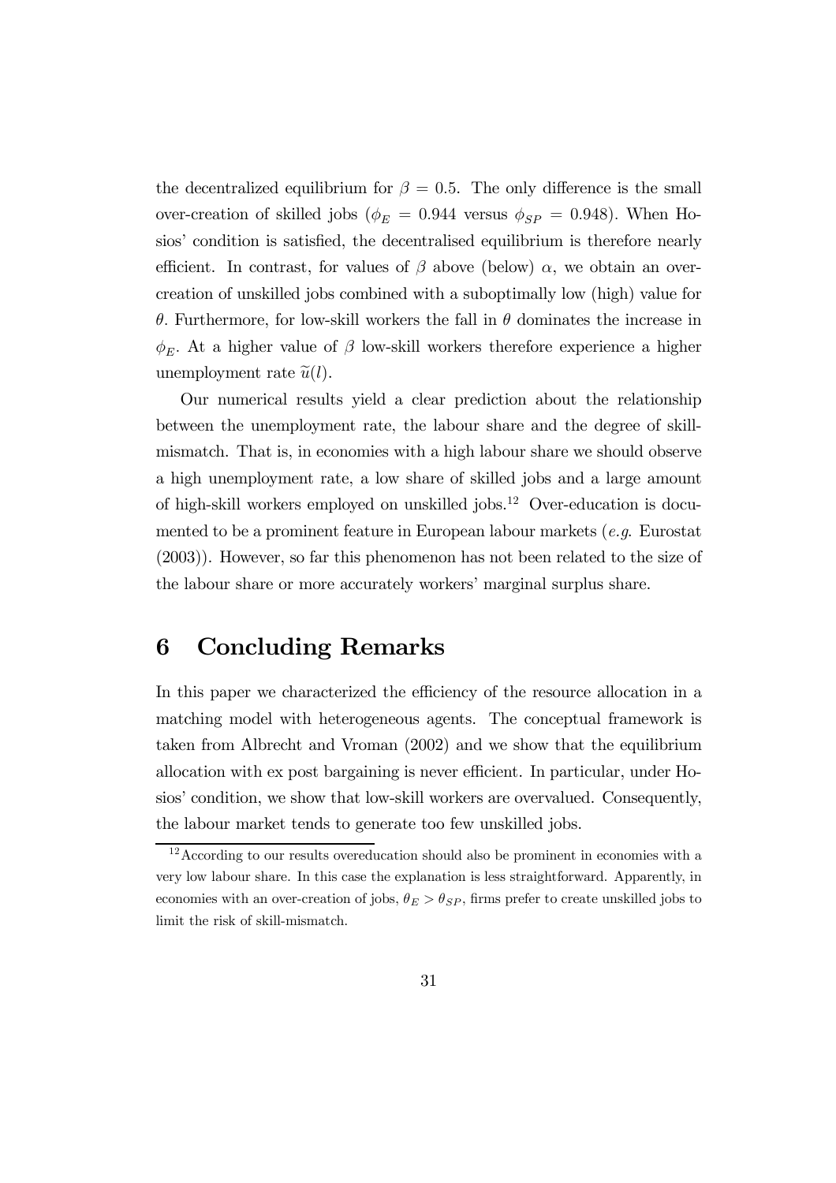the decentralized equilibrium for $\beta = 0.5$. The only difference is the small over-creation of skilled jobs ($\phi_E = 0.944$ versus $\phi_{SP} = 0.948$). When Hosios' condition is satisfied, the decentralised equilibrium is therefore nearly efficient. In contrast, for values of $\beta$ above (below) $\alpha$, we obtain an over-creation of unskilled jobs combined with a suboptimally low (high) value for $\theta$. Furthermore, for low-skill workers the fall in $\theta$ dominates the increase in $\phi_E$. At a higher value of $\beta$ low-skill workers therefore experience a higher unemployment rate $\widetilde{u}(l)$.

Our numerical results yield a clear prediction about the relationship between the unemployment rate, the labour share and the degree of skill-mismatch. That is, in economies with a high labour share we should observe a high unemployment rate, a low share of skilled jobs and a large amount of high-skill workers employed on unskilled jobs.[12] Over-education is documented to be a prominent feature in European labour markets (*e.g.* Eurostat (2003)). However, so far this phenomenon has not been related to the size of the labour share or more accurately workers' marginal surplus share.

# 6 Concluding Remarks

In this paper we characterized the efficiency of the resource allocation in a matching model with heterogeneous agents. The conceptual framework is taken from Albrecht and Vroman (2002) and we show that the equilibrium allocation with ex post bargaining is never efficient. In particular, under Hosios' condition, we show that low-skill workers are overvalued. Consequently, the labour market tends to generate too few unskilled jobs.

[12] According to our results overeducation should also be prominent in economies with a very low labour share. In this case the explanation is less straightforward. Apparently, in economies with an over-creation of jobs, $\theta_E > \theta_{SP}$, firms prefer to create unskilled jobs to limit the risk of skill-mismatch.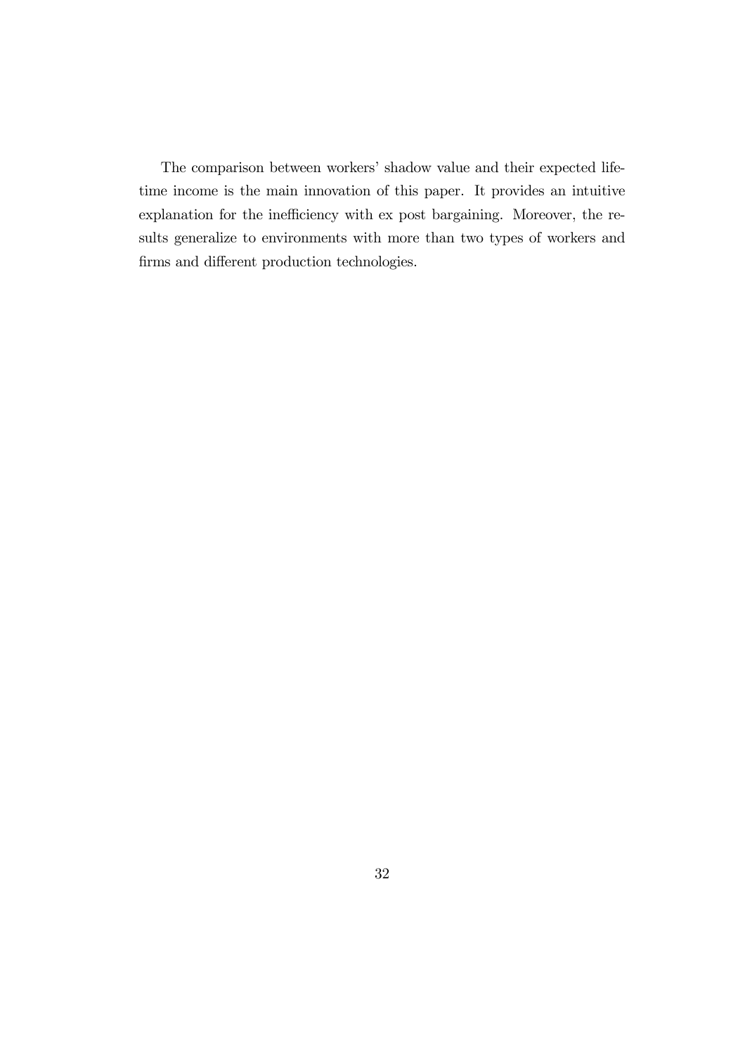The comparison between workers' shadow value and their expected lifetime income is the main innovation of this paper. It provides an intuitive explanation for the inefficiency with ex post bargaining. Moreover, the results generalize to environments with more than two types of workers and firms and different production technologies.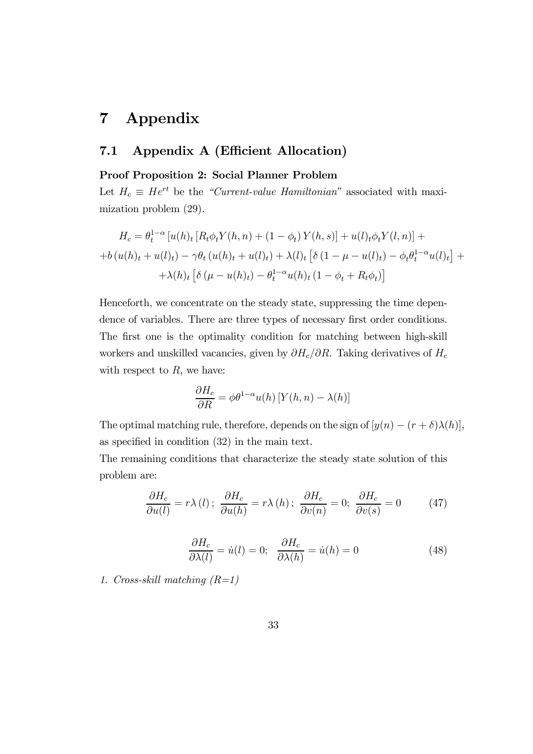# 7 Appendix

## 7.1 Appendix A (Efficient Allocation)

**Proof Proposition 2: Social Planner Problem**

Let $H_c \equiv He^{rt}$ be the *"Current-value Hamiltonian"* associated with maximization problem (29).

$$
\begin{aligned}
H_c = &\ \theta_t^{1-\alpha} \left[ u(h)_t \left[ R_t \phi_t Y(h,n) + (1-\phi_t) Y(h,s) \right] + u(l)_t \phi_t Y(l,n) \right] + \\
&+ b\left( u(h)_t + u(l)_t \right) - \gamma \theta_t \left( u(h)_t + u(l)_t \right) + \lambda(l)_t \left[ \delta \left( 1 - \mu - u(l)_t \right) - \phi_t \theta_t^{1-\alpha} u(l)_t \right] + \\
&+ \lambda(h)_t \left[ \delta \left( \mu - u(h)_t \right) - \theta_t^{1-\alpha} u(h)_t \left( 1 - \phi_t + R_t \phi_t \right) \right]
\end{aligned}
$$

Henceforth, we concentrate on the steady state, suppressing the time dependence of variables. There are three types of necessary first order conditions. The first one is the optimality condition for matching between high-skill workers and unskilled vacancies, given by $\partial H_c / \partial R$. Taking derivatives of $H_c$ with respect to $R$, we have:

$$
\frac{\partial H_c}{\partial R} = \phi \theta^{1-\alpha} u(h) \left[ Y(h,n) - \lambda(h) \right]
$$

The optimal matching rule, therefore, depends on the sign of $[y(n) - (r+\delta)\lambda(h)]$, as specified in condition (32) in the main text.

The remaining conditions that characterize the steady state solution of this problem are:

$$
\frac{\partial H_c}{\partial u(l)} = r\lambda(l)\,; \ \frac{\partial H_c}{\partial u(h)} = r\lambda(h)\,; \ \frac{\partial H_c}{\partial v(n)} = 0; \ \frac{\partial H_c}{\partial v(s)} = 0 \tag{47}
$$

$$
\frac{\partial H_c}{\partial \lambda(l)} = \dot{u}(l) = 0; \quad \frac{\partial H_c}{\partial \lambda(h)} = \dot{u}(h) = 0 \tag{48}
$$

*1. Cross-skill matching (R=1)*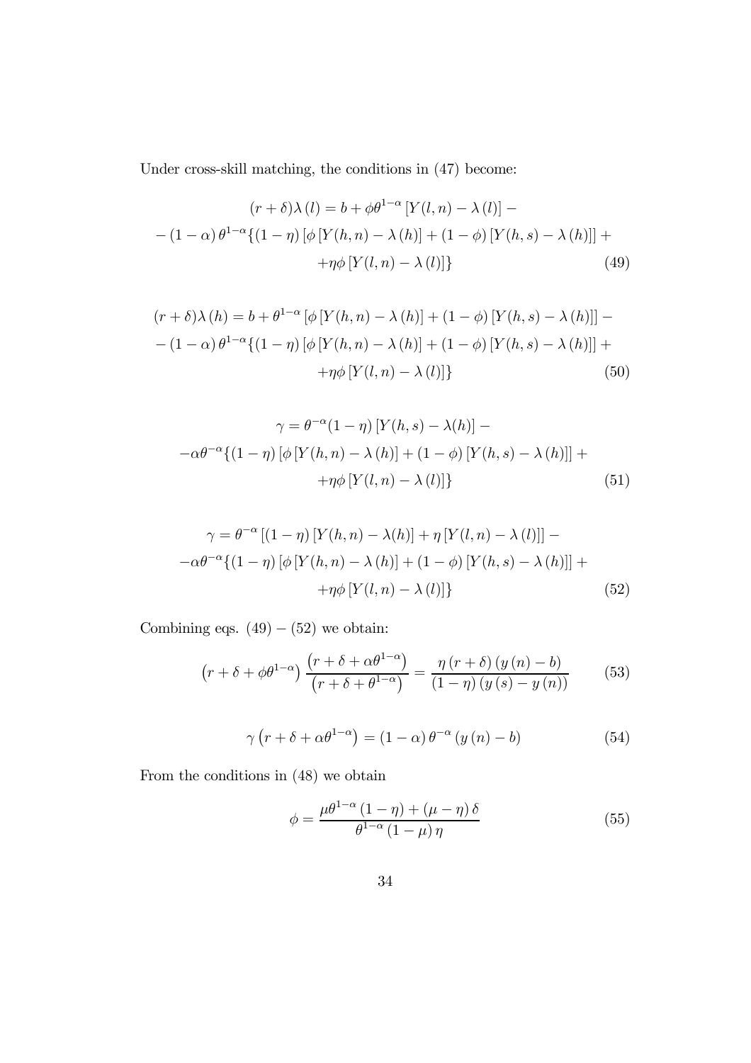Under cross-skill matching, the conditions in (47) become:

$$
\begin{aligned}
(r+\delta)\lambda(l) &= b + \phi\theta^{1-\alpha}\left[Y(l,n) - \lambda(l)\right] - \\
&- (1-\alpha)\,\theta^{1-\alpha}\{(1-\eta)\left[\phi\left[Y(h,n) - \lambda(h)\right] + (1-\phi)\left[Y(h,s) - \lambda(h)\right]\right] + \\
&+ \eta\phi\left[Y(l,n) - \lambda(l)\right]\}
\end{aligned}
\tag{49}
$$

$$
\begin{aligned}
(r+\delta)\lambda(h) &= b + \theta^{1-\alpha}\left[\phi\left[Y(h,n) - \lambda(h)\right] + (1-\phi)\left[Y(h,s) - \lambda(h)\right]\right] - \\
&- (1-\alpha)\,\theta^{1-\alpha}\{(1-\eta)\left[\phi\left[Y(h,n) - \lambda(h)\right] + (1-\phi)\left[Y(h,s) - \lambda(h)\right]\right] + \\
&+ \eta\phi\left[Y(l,n) - \lambda(l)\right]\}
\end{aligned}
\tag{50}
$$

$$
\begin{aligned}
\gamma &= \theta^{-\alpha}(1-\eta)\left[Y(h,s) - \lambda(h)\right] - \\
&- \alpha\theta^{-\alpha}\{(1-\eta)\left[\phi\left[Y(h,n) - \lambda(h)\right] + (1-\phi)\left[Y(h,s) - \lambda(h)\right]\right] + \\
&+ \eta\phi\left[Y(l,n) - \lambda(l)\right]\}
\end{aligned}
\tag{51}
$$

$$
\begin{aligned}
\gamma &= \theta^{-\alpha}\left[(1-\eta)\left[Y(h,n) - \lambda(h)\right] + \eta\left[Y(l,n) - \lambda(l)\right]\right] - \\
&- \alpha\theta^{-\alpha}\{(1-\eta)\left[\phi\left[Y(h,n) - \lambda(h)\right] + (1-\phi)\left[Y(h,s) - \lambda(h)\right]\right] + \\
&+ \eta\phi\left[Y(l,n) - \lambda(l)\right]\}
\end{aligned}
\tag{52}
$$

Combining eqs. $(49) - (52)$ we obtain:

$$
\left(r+\delta+\phi\theta^{1-\alpha}\right)\frac{\left(r+\delta+\alpha\theta^{1-\alpha}\right)}{\left(r+\delta+\theta^{1-\alpha}\right)} = \frac{\eta\left(r+\delta\right)\left(y\left(n\right)-b\right)}{\left(1-\eta\right)\left(y\left(s\right)-y\left(n\right)\right)}
\tag{53}
$$

$$
\gamma\left(r+\delta+\alpha\theta^{1-\alpha}\right) = \left(1-\alpha\right)\theta^{-\alpha}\left(y\left(n\right)-b\right)
\tag{54}
$$

From the conditions in (48) we obtain

$$
\phi = \frac{\mu\theta^{1-\alpha}\left(1-\eta\right) + \left(\mu-\eta\right)\delta}{\theta^{1-\alpha}\left(1-\mu\right)\eta}
\tag{55}
$$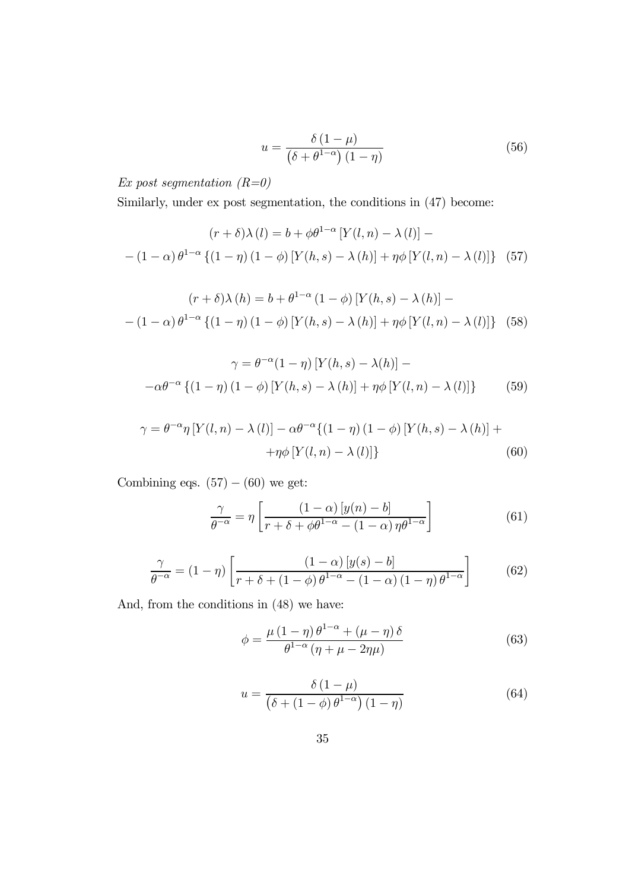$$u = \frac{\delta(1-\mu)}{\left(\delta + \theta^{1-\alpha}\right)(1-\eta)} \tag{56}$$

*Ex post segmentation (R=0)*

Similarly, under ex post segmentation, the conditions in (47) become:

$$(r+\delta)\lambda(l) = b + \phi\theta^{1-\alpha}\left[Y(l,n) - \lambda(l)\right] -$$
$$-(1-\alpha)\theta^{1-\alpha}\left\{(1-\eta)(1-\phi)\left[Y(h,s) - \lambda(h)\right] + \eta\phi\left[Y(l,n) - \lambda(l)\right]\right\} \tag{57}$$

$$(r+\delta)\lambda(h) = b + \theta^{1-\alpha}(1-\phi)\left[Y(h,s) - \lambda(h)\right] -$$
$$-(1-\alpha)\theta^{1-\alpha}\left\{(1-\eta)(1-\phi)\left[Y(h,s) - \lambda(h)\right] + \eta\phi\left[Y(l,n) - \lambda(l)\right]\right\} \tag{58}$$

$$\gamma = \theta^{-\alpha}(1-\eta)\left[Y(h,s) - \lambda(h)\right] -$$
$$-\alpha\theta^{-\alpha}\left\{(1-\eta)(1-\phi)\left[Y(h,s) - \lambda(h)\right] + \eta\phi\left[Y(l,n) - \lambda(l)\right]\right\} \tag{59}$$

$$\gamma = \theta^{-\alpha}\eta\left[Y(l,n) - \lambda(l)\right] - \alpha\theta^{-\alpha}\{(1-\eta)(1-\phi)\left[Y(h,s) - \lambda(h)\right] +$$
$$+\eta\phi\left[Y(l,n) - \lambda(l)\right]\} \tag{60}$$

Combining eqs. $(57) - (60)$ we get:

$$\frac{\gamma}{\theta^{-\alpha}} = \eta\left[\frac{(1-\alpha)\left[y(n) - b\right]}{r + \delta + \phi\theta^{1-\alpha} - (1-\alpha)\eta\theta^{1-\alpha}}\right] \tag{61}$$

$$\frac{\gamma}{\theta^{-\alpha}} = (1-\eta)\left[\frac{(1-\alpha)\left[y(s) - b\right]}{r + \delta + (1-\phi)\theta^{1-\alpha} - (1-\alpha)(1-\eta)\theta^{1-\alpha}}\right] \tag{62}$$

And, from the conditions in (48) we have:

$$\phi = \frac{\mu(1-\eta)\theta^{1-\alpha} + (\mu - \eta)\delta}{\theta^{1-\alpha}(\eta + \mu - 2\eta\mu)} \tag{63}$$

$$u = \frac{\delta(1-\mu)}{\left(\delta + (1-\phi)\theta^{1-\alpha}\right)(1-\eta)} \tag{64}$$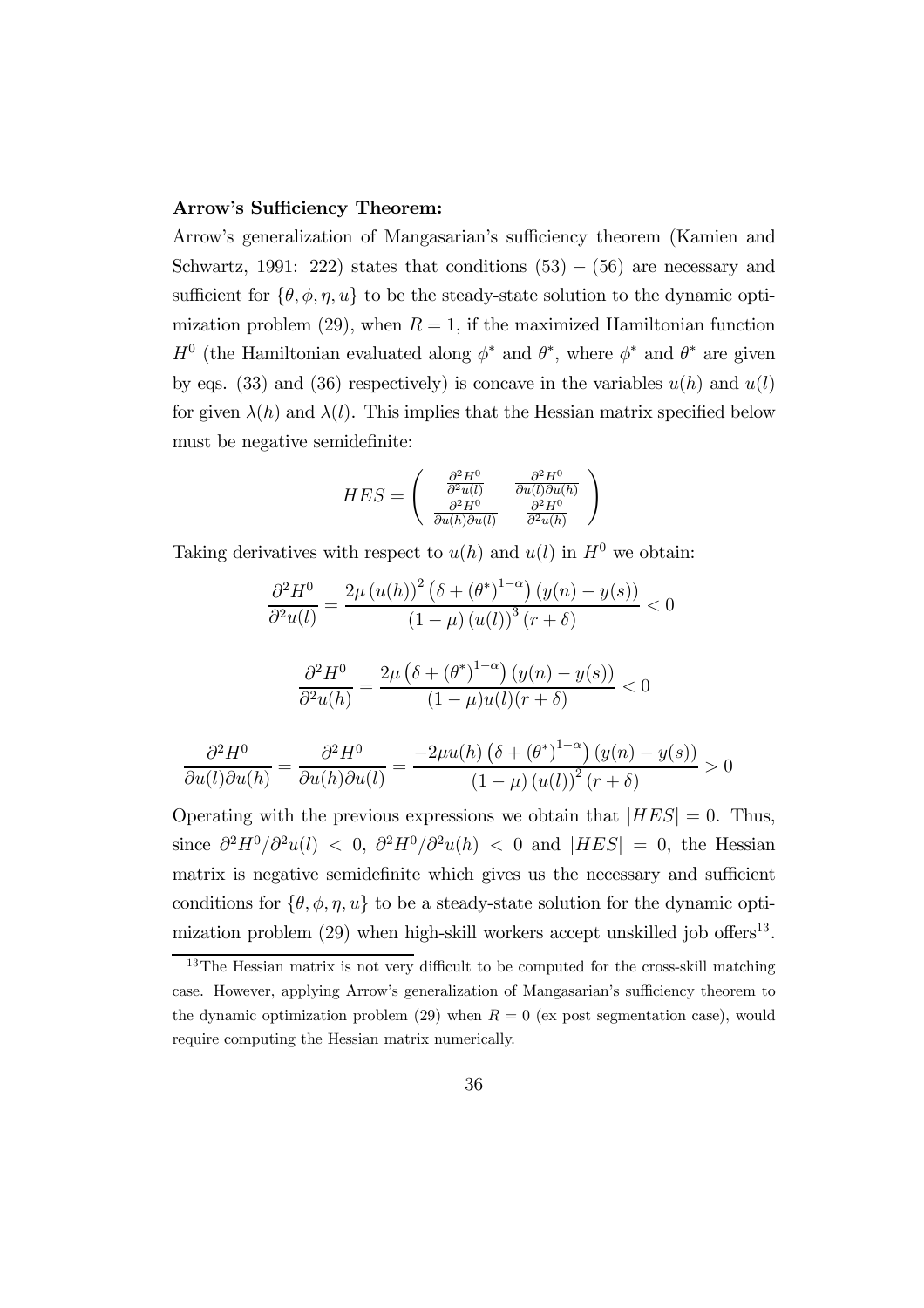**Arrow's Sufficiency Theorem:**

Arrow's generalization of Mangasarian's sufficiency theorem (Kamien and Schwartz, 1991: 222) states that conditions (53) $-$ (56) are necessary and sufficient for $\{\theta, \phi, \eta, u\}$ to be the steady-state solution to the dynamic optimization problem (29), when $R = 1$, if the maximized Hamiltonian function $H^0$ (the Hamiltonian evaluated along $\phi^*$ and $\theta^*$, where $\phi^*$ and $\theta^*$ are given by eqs. (33) and (36) respectively) is concave in the variables $u(h)$ and $u(l)$ for given $\lambda(h)$ and $\lambda(l)$. This implies that the Hessian matrix specified below must be negative semidefinite:

$$HES = \begin{pmatrix} \frac{\partial^2 H^0}{\partial^2 u(l)} & \frac{\partial^2 H^0}{\partial u(l) \partial u(h)} \\ \frac{\partial^2 H^0}{\partial u(h) \partial u(l)} & \frac{\partial^2 H^0}{\partial^2 u(h)} \end{pmatrix}$$

Taking derivatives with respect to $u(h)$ and $u(l)$ in $H^0$ we obtain:

$$\frac{\partial^2 H^0}{\partial^2 u(l)} = \frac{2\mu \left(u(h)\right)^2 \left(\delta + (\theta^*)^{1-\alpha}\right)(y(n) - y(s))}{(1-\mu)\left(u(l)\right)^3 (r+\delta)} < 0$$

$$\frac{\partial^2 H^0}{\partial^2 u(h)} = \frac{2\mu \left(\delta + (\theta^*)^{1-\alpha}\right)(y(n) - y(s))}{(1-\mu) u(l) (r+\delta)} < 0$$

$$\frac{\partial^2 H^0}{\partial u(l) \partial u(h)} = \frac{\partial^2 H^0}{\partial u(h) \partial u(l)} = \frac{-2\mu u(h) \left(\delta + (\theta^*)^{1-\alpha}\right)(y(n) - y(s))}{(1-\mu)\left(u(l)\right)^2 (r+\delta)} > 0$$

Operating with the previous expressions we obtain that $|HES| = 0$. Thus, since $\partial^2 H^0 / \partial^2 u(l) < 0$, $\partial^2 H^0 / \partial^2 u(h) < 0$ and $|HES| = 0$, the Hessian matrix is negative semidefinite which gives us the necessary and sufficient conditions for $\{\theta, \phi, \eta, u\}$ to be a steady-state solution for the dynamic optimization problem (29) when high-skill workers accept unskilled job offers[13].

[13] The Hessian matrix is not very difficult to be computed for the cross-skill matching case. However, applying Arrow's generalization of Mangasarian's sufficiency theorem to the dynamic optimization problem (29) when $R = 0$ (ex post segmentation case), would require computing the Hessian matrix numerically.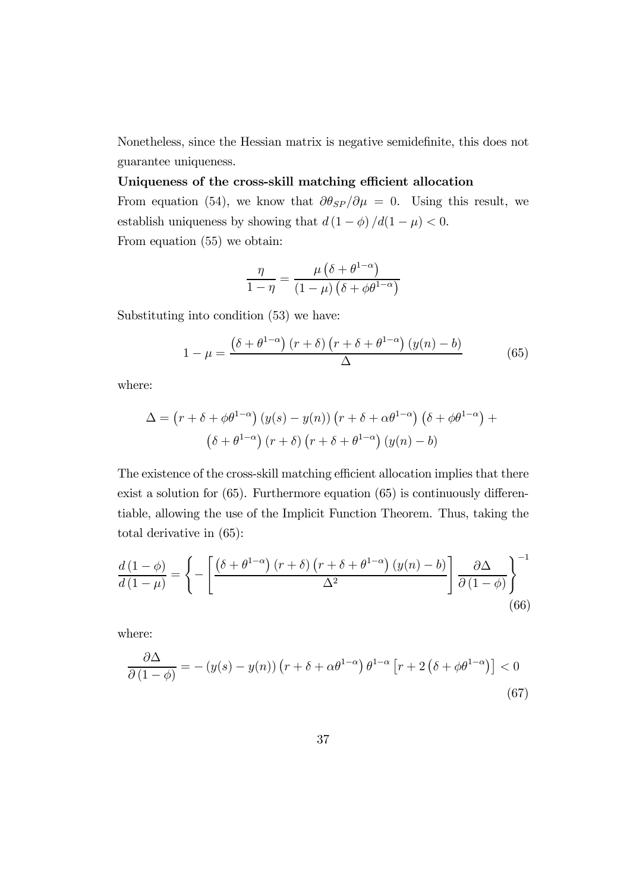Nonetheless, since the Hessian matrix is negative semidefinite, this does not guarantee uniqueness.

**Uniqueness of the cross-skill matching efficient allocation**

From equation (54), we know that $\partial\theta_{SP}/\partial\mu = 0$. Using this result, we establish uniqueness by showing that $d(1-\phi)/d(1-\mu) < 0$.

From equation (55) we obtain:

$$\frac{\eta}{1-\eta} = \frac{\mu\left(\delta + \theta^{1-\alpha}\right)}{(1-\mu)\left(\delta + \phi\theta^{1-\alpha}\right)}$$

Substituting into condition (53) we have:

$$1 - \mu = \frac{\left(\delta + \theta^{1-\alpha}\right)(r+\delta)\left(r + \delta + \theta^{1-\alpha}\right)(y(n) - b)}{\Delta} \tag{65}$$

where:

$$\Delta = \left(r + \delta + \phi\theta^{1-\alpha}\right)(y(s) - y(n))\left(r + \delta + \alpha\theta^{1-\alpha}\right)\left(\delta + \phi\theta^{1-\alpha}\right) + \left(\delta + \theta^{1-\alpha}\right)(r+\delta)\left(r + \delta + \theta^{1-\alpha}\right)(y(n) - b)$$

The existence of the cross-skill matching efficient allocation implies that there exist a solution for (65). Furthermore equation (65) is continuously differentiable, allowing the use of the Implicit Function Theorem. Thus, taking the total derivative in (65):

$$\frac{d(1-\phi)}{d(1-\mu)} = \left\{ - \left[ \frac{\left(\delta + \theta^{1-\alpha}\right)(r+\delta)\left(r + \delta + \theta^{1-\alpha}\right)(y(n) - b)}{\Delta^2} \right] \frac{\partial\Delta}{\partial(1-\phi)} \right\}^{-1} \tag{66}$$

where:

$$\frac{\partial\Delta}{\partial(1-\phi)} = -(y(s) - y(n))\left(r + \delta + \alpha\theta^{1-\alpha}\right)\theta^{1-\alpha}\left[r + 2\left(\delta + \phi\theta^{1-\alpha}\right)\right] < 0 \tag{67}$$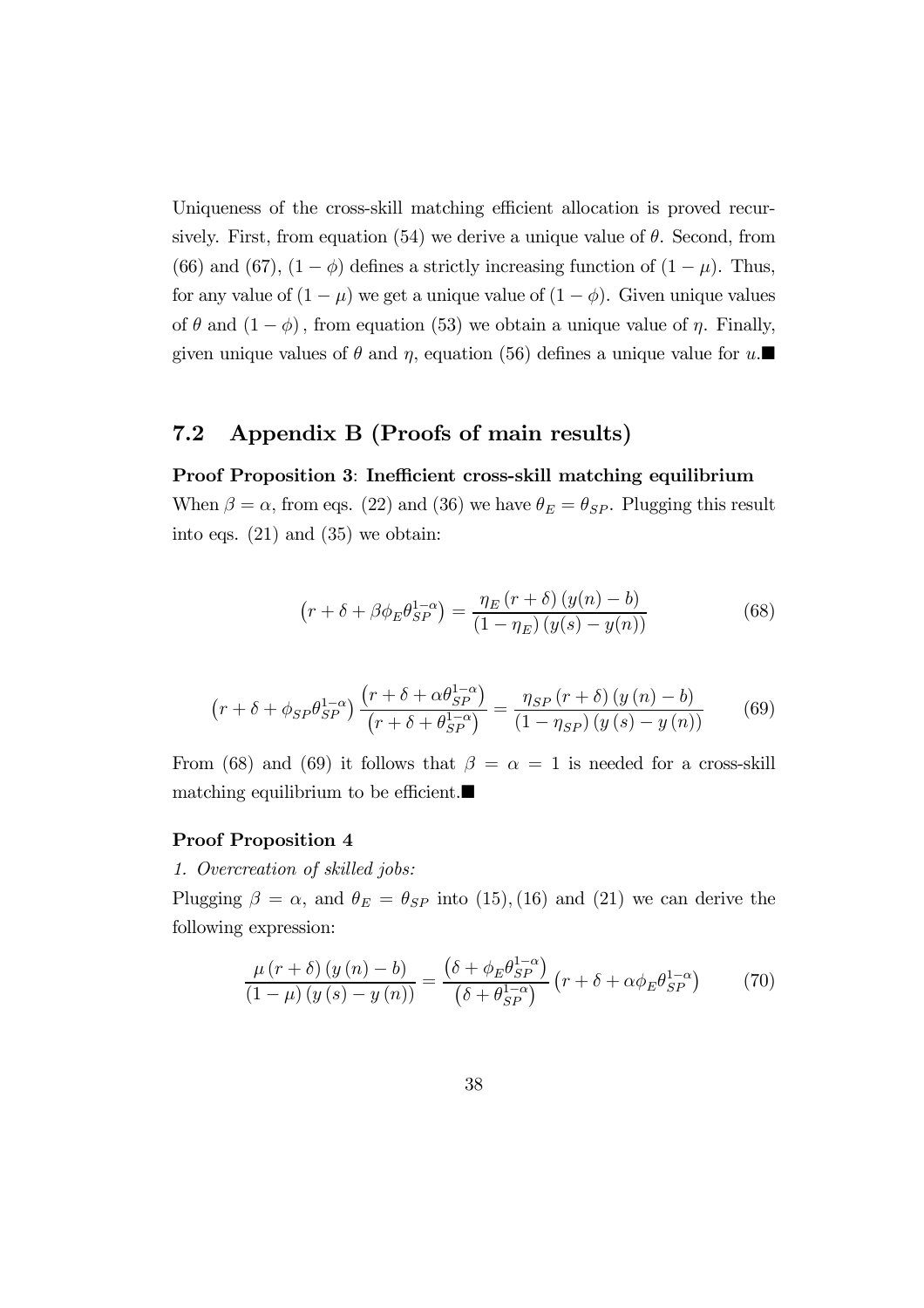Uniqueness of the cross-skill matching efficient allocation is proved recursively. First, from equation (54) we derive a unique value of $\theta$. Second, from (66) and (67), $(1-\phi)$ defines a strictly increasing function of $(1-\mu)$. Thus, for any value of $(1-\mu)$ we get a unique value of $(1-\phi)$. Given unique values of $\theta$ and $(1-\phi)$, from equation (53) we obtain a unique value of $\eta$. Finally, given unique values of $\theta$ and $\eta$, equation (56) defines a unique value for $u$.■

## 7.2 Appendix B (Proofs of main results)

**Proof Proposition 3**: **Inefficient cross-skill matching equilibrium**

When $\beta = \alpha$, from eqs. (22) and (36) we have $\theta_E = \theta_{SP}$. Plugging this result into eqs. (21) and (35) we obtain:

$$\left(r + \delta + \beta \phi_E \theta_{SP}^{1-\alpha}\right) = \frac{\eta_E (r+\delta)(y(n) - b)}{(1-\eta_E)(y(s) - y(n))} \tag{68}$$

$$\left(r + \delta + \phi_{SP} \theta_{SP}^{1-\alpha}\right) \frac{\left(r + \delta + \alpha \theta_{SP}^{1-\alpha}\right)}{\left(r + \delta + \theta_{SP}^{1-\alpha}\right)} = \frac{\eta_{SP} (r+\delta)(y(n) - b)}{(1-\eta_{SP})(y(s) - y(n))} \tag{69}$$

From (68) and (69) it follows that $\beta = \alpha = 1$ is needed for a cross-skill matching equilibrium to be efficient.■

**Proof Proposition 4**

*1. Overcreation of skilled jobs:*

Plugging $\beta = \alpha$, and $\theta_E = \theta_{SP}$ into (15), (16) and (21) we can derive the following expression:

$$\frac{\mu (r+\delta)(y(n) - b)}{(1-\mu)(y(s) - y(n))} = \frac{\left(\delta + \phi_E \theta_{SP}^{1-\alpha}\right)}{\left(\delta + \theta_{SP}^{1-\alpha}\right)} \left(r + \delta + \alpha \phi_E \theta_{SP}^{1-\alpha}\right) \tag{70}$$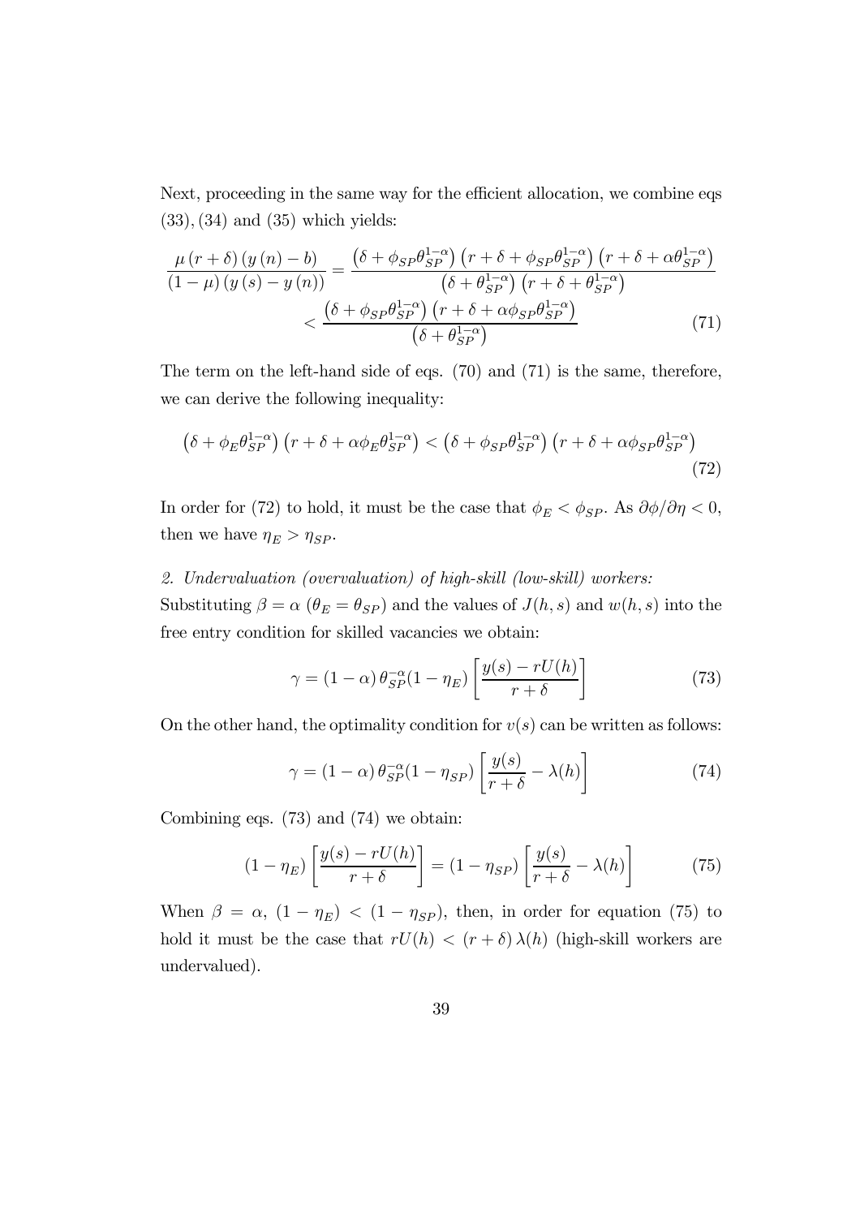Next, proceeding in the same way for the efficient allocation, we combine eqs $(33), (34)$ and $(35)$ which yields:

$$\frac{\mu(r+\delta)(y(n)-b)}{(1-\mu)(y(s)-y(n))} = \frac{\left(\delta+\phi_{SP}\theta_{SP}^{1-\alpha}\right)\left(r+\delta+\phi_{SP}\theta_{SP}^{1-\alpha}\right)\left(r+\delta+\alpha\theta_{SP}^{1-\alpha}\right)}{\left(\delta+\theta_{SP}^{1-\alpha}\right)\left(r+\delta+\theta_{SP}^{1-\alpha}\right)} < \frac{\left(\delta+\phi_{SP}\theta_{SP}^{1-\alpha}\right)\left(r+\delta+\alpha\phi_{SP}\theta_{SP}^{1-\alpha}\right)}{\left(\delta+\theta_{SP}^{1-\alpha}\right)} \tag{71}$$

The term on the left-hand side of eqs. (70) and (71) is the same, therefore, we can derive the following inequality:

$$\left(\delta+\phi_E\theta_{SP}^{1-\alpha}\right)\left(r+\delta+\alpha\phi_E\theta_{SP}^{1-\alpha}\right) < \left(\delta+\phi_{SP}\theta_{SP}^{1-\alpha}\right)\left(r+\delta+\alpha\phi_{SP}\theta_{SP}^{1-\alpha}\right) \tag{72}$$

In order for (72) to hold, it must be the case that $\phi_E < \phi_{SP}$. As $\partial\phi/\partial\eta < 0$, then we have $\eta_E > \eta_{SP}$.

*2. Undervaluation (overvaluation) of high-skill (low-skill) workers:*

Substituting $\beta = \alpha$ $(\theta_E = \theta_{SP})$ and the values of $J(h,s)$ and $w(h,s)$ into the free entry condition for skilled vacancies we obtain:

$$\gamma = (1-\alpha)\,\theta_{SP}^{-\alpha}(1-\eta_E)\left[\frac{y(s)-rU(h)}{r+\delta}\right] \tag{73}$$

On the other hand, the optimality condition for $v(s)$ can be written as follows:

$$\gamma = (1-\alpha)\,\theta_{SP}^{-\alpha}(1-\eta_{SP})\left[\frac{y(s)}{r+\delta}-\lambda(h)\right] \tag{74}$$

Combining eqs. (73) and (74) we obtain:

$$(1-\eta_E)\left[\frac{y(s)-rU(h)}{r+\delta}\right] = (1-\eta_{SP})\left[\frac{y(s)}{r+\delta}-\lambda(h)\right] \tag{75}$$

When $\beta = \alpha$, $(1-\eta_E) < (1-\eta_{SP})$, then, in order for equation (75) to hold it must be the case that $rU(h) < (r+\delta)\,\lambda(h)$ (high-skill workers are undervalued).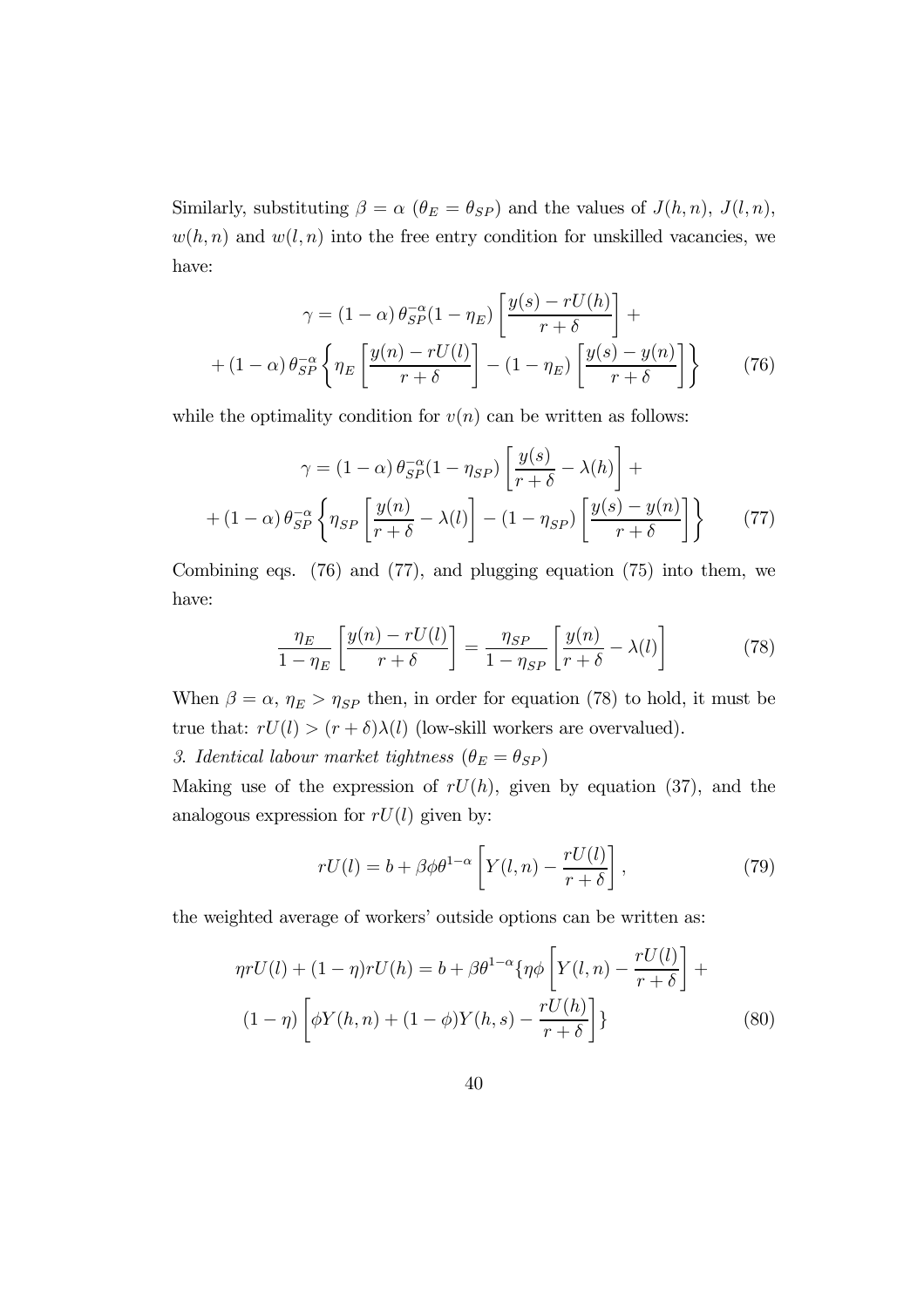Similarly, substituting $\beta = \alpha$ ($\theta_E = \theta_{SP}$) and the values of $J(h, n)$, $J(l, n)$, $w(h, n)$ and $w(l, n)$ into the free entry condition for unskilled vacancies, we have:

$$\gamma = (1-\alpha)\,\theta_{SP}^{-\alpha}(1-\eta_E)\left[\frac{y(s) - rU(h)}{r+\delta}\right] + \\ + (1-\alpha)\,\theta_{SP}^{-\alpha}\left\{\eta_E\left[\frac{y(n) - rU(l)}{r+\delta}\right] - (1-\eta_E)\left[\frac{y(s) - y(n)}{r+\delta}\right]\right\} \tag{76}$$

while the optimality condition for $v(n)$ can be written as follows:

$$\gamma = (1-\alpha)\,\theta_{SP}^{-\alpha}(1-\eta_{SP})\left[\frac{y(s)}{r+\delta} - \lambda(h)\right] + \\ + (1-\alpha)\,\theta_{SP}^{-\alpha}\left\{\eta_{SP}\left[\frac{y(n)}{r+\delta} - \lambda(l)\right] - (1-\eta_{SP})\left[\frac{y(s) - y(n)}{r+\delta}\right]\right\} \tag{77}$$

Combining eqs. (76) and (77), and plugging equation (75) into them, we have:

$$\frac{\eta_E}{1-\eta_E}\left[\frac{y(n) - rU(l)}{r+\delta}\right] = \frac{\eta_{SP}}{1-\eta_{SP}}\left[\frac{y(n)}{r+\delta} - \lambda(l)\right] \tag{78}$$

When $\beta = \alpha$, $\eta_E > \eta_{SP}$ then, in order for equation (78) to hold, it must be true that: $rU(l) > (r+\delta)\lambda(l)$ (low-skill workers are overvalued).

*3. Identical labour market tightness* ($\theta_E = \theta_{SP}$)

Making use of the expression of $rU(h)$, given by equation (37), and the analogous expression for $rU(l)$ given by:

$$rU(l) = b + \beta\phi\theta^{1-\alpha}\left[Y(l, n) - \frac{rU(l)}{r+\delta}\right], \tag{79}$$

the weighted average of workers' outside options can be written as:

$$\eta rU(l) + (1-\eta) rU(h) = b + \beta\theta^{1-\alpha}\{\eta\phi\left[Y(l, n) - \frac{rU(l)}{r+\delta}\right] + \\ (1-\eta)\left[\phi Y(h, n) + (1-\phi)Y(h, s) - \frac{rU(h)}{r+\delta}\right]\} \tag{80}$$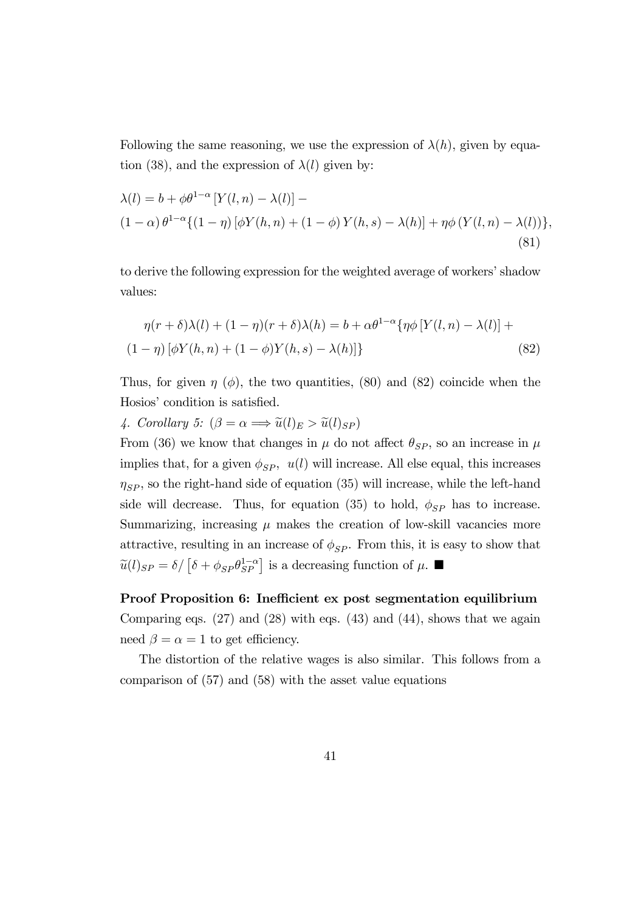Following the same reasoning, we use the expression of $\lambda(h)$, given by equation (38), and the expression of $\lambda(l)$ given by:

$$\lambda(l) = b + \phi\theta^{1-\alpha}\left[Y(l,n) - \lambda(l)\right] -$$
$$(1-\alpha)\theta^{1-\alpha}\{(1-\eta)\left[\phi Y(h,n) + (1-\phi)Y(h,s) - \lambda(h)\right] + \eta\phi\left(Y(l,n) - \lambda(l)\right)\}, \tag{81}$$

to derive the following expression for the weighted average of workers' shadow values:

$$\eta(r+\delta)\lambda(l) + (1-\eta)(r+\delta)\lambda(h) = b + \alpha\theta^{1-\alpha}\{\eta\phi\left[Y(l,n) - \lambda(l)\right] +$$
$$(1-\eta)\left[\phi Y(h,n) + (1-\phi)Y(h,s) - \lambda(h)\right]\} \tag{82}$$

Thus, for given $\eta$ ($\phi$), the two quantities, (80) and (82) coincide when the Hosios' condition is satisfied.

*4. Corollary 5:* ($\beta = \alpha \Longrightarrow \widetilde{u}(l)_E > \widetilde{u}(l)_{SP}$)

From (36) we know that changes in $\mu$ do not affect $\theta_{SP}$, so an increase in $\mu$ implies that, for a given $\phi_{SP}$, $u(l)$ will increase. All else equal, this increases $\eta_{SP}$, so the right-hand side of equation (35) will increase, while the left-hand side will decrease. Thus, for equation (35) to hold, $\phi_{SP}$ has to increase. Summarizing, increasing $\mu$ makes the creation of low-skill vacancies more attractive, resulting in an increase of $\phi_{SP}$. From this, it is easy to show that $\widetilde{u}(l)_{SP} = \delta / \left[\delta + \phi_{SP}\theta_{SP}^{1-\alpha}\right]$ is a decreasing function of $\mu$. ■

**Proof Proposition 6: Inefficient ex post segmentation equilibrium**

Comparing eqs. (27) and (28) with eqs. (43) and (44), shows that we again need $\beta = \alpha = 1$ to get efficiency.

The distortion of the relative wages is also similar. This follows from a comparison of (57) and (58) with the asset value equations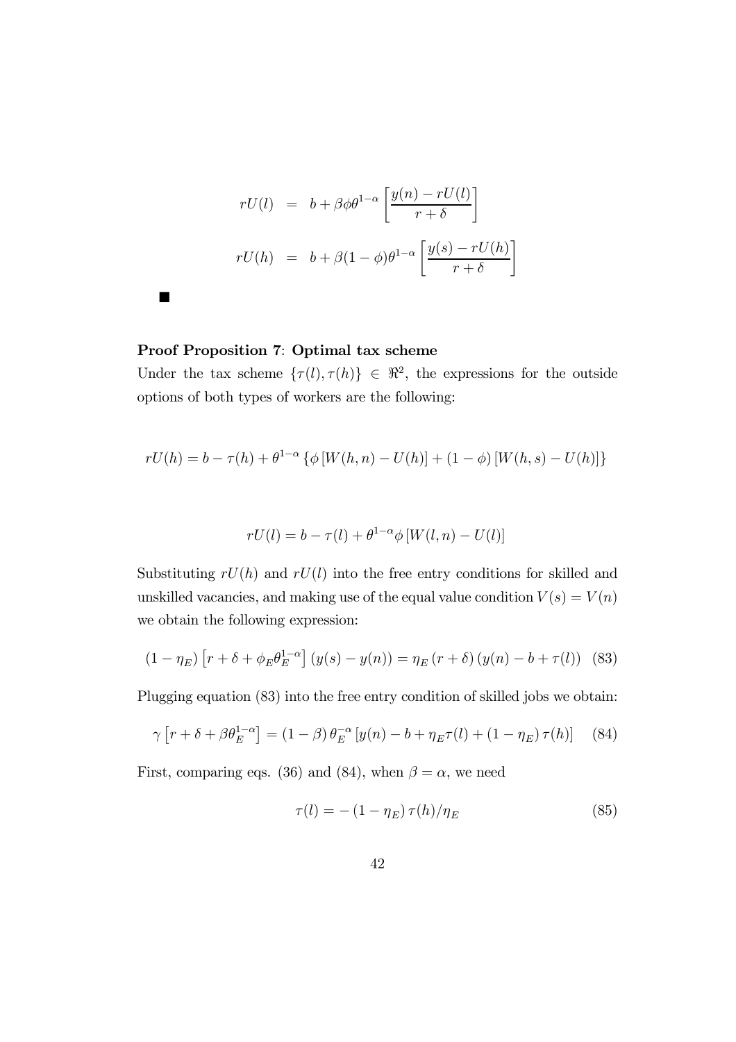$$
\begin{aligned}
rU(l) &= b + \beta\phi\theta^{1-\alpha}\left[\frac{y(n) - rU(l)}{r+\delta}\right] \\
rU(h) &= b + \beta(1-\phi)\theta^{1-\alpha}\left[\frac{y(s) - rU(h)}{r+\delta}\right]
\end{aligned}
$$

■

**Proof Proposition 7**: **Optimal tax scheme**

Under the tax scheme $\{\tau(l), \tau(h)\} \in \Re^2$, the expressions for the outside options of both types of workers are the following:

$$
rU(h) = b - \tau(h) + \theta^{1-\alpha}\left\{\phi\left[W(h,n) - U(h)\right] + (1-\phi)\left[W(h,s) - U(h)\right]\right\}
$$

$$
rU(l) = b - \tau(l) + \theta^{1-\alpha}\phi\left[W(l,n) - U(l)\right]
$$

Substituting $rU(h)$ and $rU(l)$ into the free entry conditions for skilled and unskilled vacancies, and making use of the equal value condition $V(s) = V(n)$ we obtain the following expression:

$$
(1-\eta_E)\left[r + \delta + \phi_E\theta_E^{1-\alpha}\right](y(s) - y(n)) = \eta_E(r+\delta)(y(n) - b + \tau(l)) \quad (83)
$$

Plugging equation (83) into the free entry condition of skilled jobs we obtain:

$$
\gamma\left[r + \delta + \beta\theta_E^{1-\alpha}\right] = (1-\beta)\theta_E^{-\alpha}\left[y(n) - b + \eta_E\tau(l) + (1-\eta_E)\tau(h)\right] \quad (84)
$$

First, comparing eqs. (36) and (84), when $\beta = \alpha$, we need

$$
\tau(l) = -(1-\eta_E)\tau(h)/\eta_E \quad (85)
$$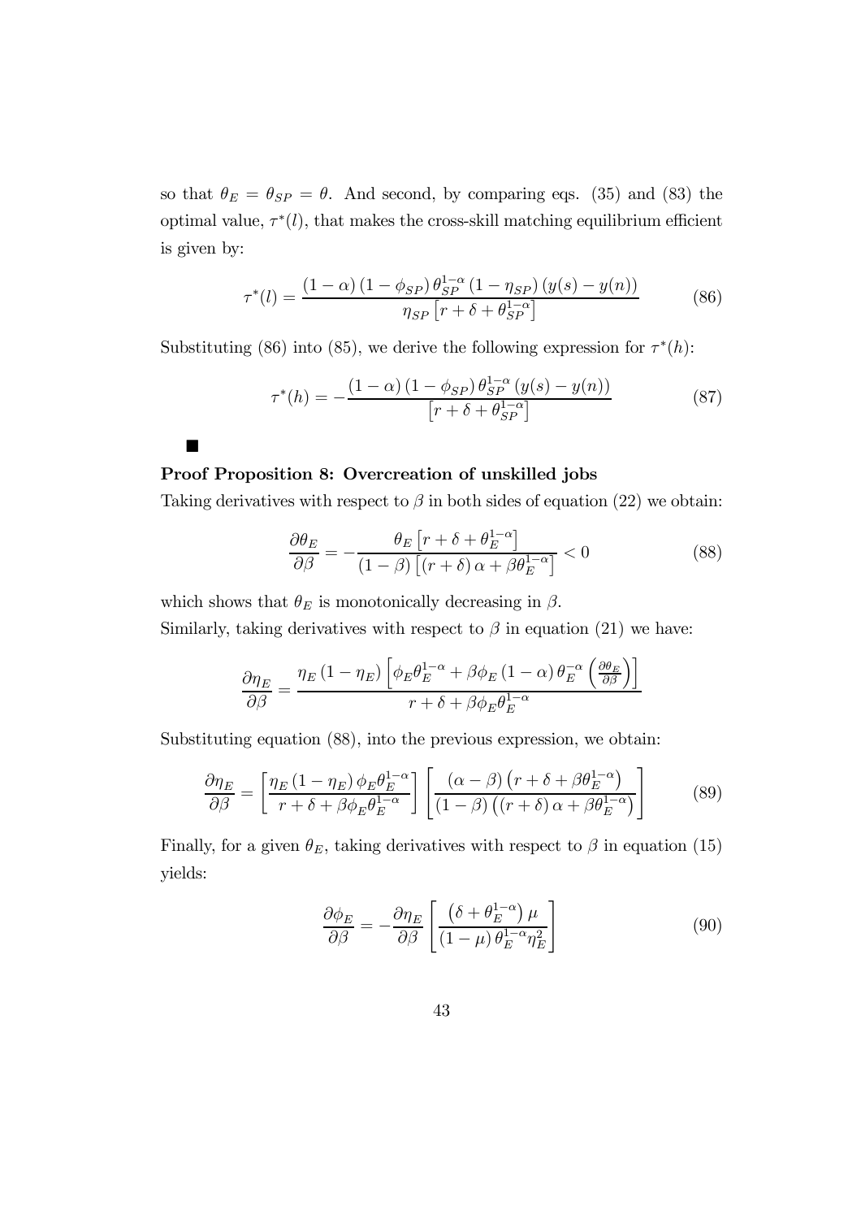so that $\theta_E = \theta_{SP} = \theta$. And second, by comparing eqs. (35) and (83) the optimal value, $\tau^*(l)$, that makes the cross-skill matching equilibrium efficient is given by:

$$\tau^*(l) = \frac{(1-\alpha)(1-\phi_{SP})\theta_{SP}^{1-\alpha}(1-\eta_{SP})(y(s)-y(n))}{\eta_{SP}\left[r+\delta+\theta_{SP}^{1-\alpha}\right]} \tag{86}$$

Substituting (86) into (85), we derive the following expression for $\tau^*(h)$:

$$\tau^*(h) = -\frac{(1-\alpha)(1-\phi_{SP})\theta_{SP}^{1-\alpha}(y(s)-y(n))}{\left[r+\delta+\theta_{SP}^{1-\alpha}\right]} \tag{87}$$

■

**Proof Proposition 8: Overcreation of unskilled jobs**

Taking derivatives with respect to $\beta$ in both sides of equation (22) we obtain:

$$\frac{\partial\theta_E}{\partial\beta} = -\frac{\theta_E\left[r+\delta+\theta_E^{1-\alpha}\right]}{(1-\beta)\left[(r+\delta)\alpha+\beta\theta_E^{1-\alpha}\right]} < 0 \tag{88}$$

which shows that $\theta_E$ is monotonically decreasing in $\beta$.

Similarly, taking derivatives with respect to $\beta$ in equation (21) we have:

$$\frac{\partial\eta_E}{\partial\beta} = \frac{\eta_E(1-\eta_E)\left[\phi_E\theta_E^{1-\alpha}+\beta\phi_E(1-\alpha)\theta_E^{-\alpha}\left(\frac{\partial\theta_E}{\partial\beta}\right)\right]}{r+\delta+\beta\phi_E\theta_E^{1-\alpha}}$$

Substituting equation (88), into the previous expression, we obtain:

$$\frac{\partial\eta_E}{\partial\beta} = \left[\frac{\eta_E(1-\eta_E)\phi_E\theta_E^{1-\alpha}}{r+\delta+\beta\phi_E\theta_E^{1-\alpha}}\right]\left[\frac{(\alpha-\beta)\left(r+\delta+\beta\theta_E^{1-\alpha}\right)}{(1-\beta)\left((r+\delta)\alpha+\beta\theta_E^{1-\alpha}\right)}\right] \tag{89}$$

Finally, for a given $\theta_E$, taking derivatives with respect to $\beta$ in equation (15) yields:

$$\frac{\partial\phi_E}{\partial\beta} = -\frac{\partial\eta_E}{\partial\beta}\left[\frac{\left(\delta+\theta_E^{1-\alpha}\right)\mu}{(1-\mu)\theta_E^{1-\alpha}\eta_E^2}\right] \tag{90}$$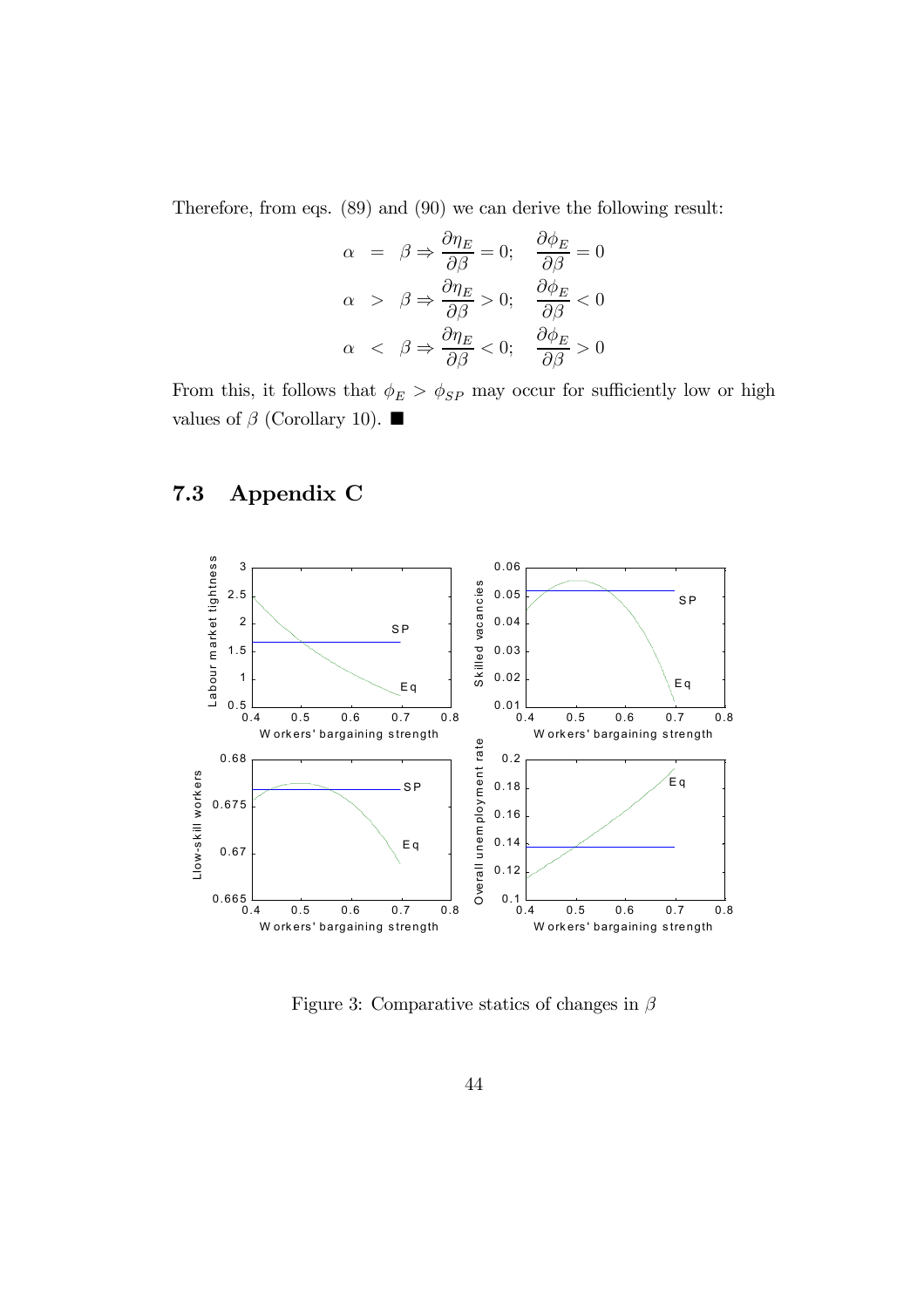Therefore, from eqs. (89) and (90) we can derive the following result:

$$
\begin{aligned}
\alpha &= \beta \Rightarrow \frac{\partial \eta_E}{\partial \beta} = 0; \quad \frac{\partial \phi_E}{\partial \beta} = 0 \\
\alpha &> \beta \Rightarrow \frac{\partial \eta_E}{\partial \beta} > 0; \quad \frac{\partial \phi_E}{\partial \beta} < 0 \\
\alpha &< \beta \Rightarrow \frac{\partial \eta_E}{\partial \beta} < 0; \quad \frac{\partial \phi_E}{\partial \beta} > 0
\end{aligned}
$$

From this, it follows that $\phi_E > \phi_{SP}$ may occur for sufficiently low or high values of $\beta$ (Corollary 10). ■

## 7.3 Appendix C

Figure 3: Comparative statics of changes in $\beta$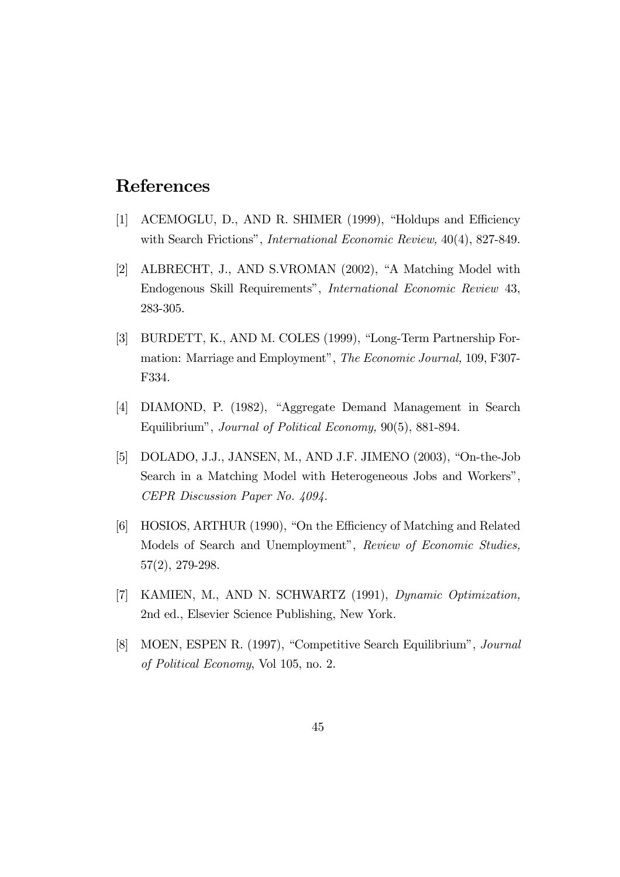## References

[1] ACEMOGLU, D., AND R. SHIMER (1999), "Holdups and Efficiency with Search Frictions", *International Economic Review,* 40(4), 827-849.

[2] ALBRECHT, J., AND S.VROMAN (2002), "A Matching Model with Endogenous Skill Requirements", *International Economic Review* 43, 283-305.

[3] BURDETT, K., AND M. COLES (1999), "Long-Term Partnership Formation: Marriage and Employment", *The Economic Journal,* 109, F307-F334.

[4] DIAMOND, P. (1982), "Aggregate Demand Management in Search Equilibrium", *Journal of Political Economy,* 90(5), 881-894.

[5] DOLADO, J.J., JANSEN, M., AND J.F. JIMENO (2003), "On-the-Job Search in a Matching Model with Heterogeneous Jobs and Workers", *CEPR Discussion Paper No. 4094.*

[6] HOSIOS, ARTHUR (1990), "On the Efficiency of Matching and Related Models of Search and Unemployment", *Review of Economic Studies,* 57(2), 279-298.

[7] KAMIEN, M., AND N. SCHWARTZ (1991), *Dynamic Optimization,* 2nd ed., Elsevier Science Publishing, New York.

[8] MOEN, ESPEN R. (1997), "Competitive Search Equilibrium", *Journal of Political Economy*, Vol 105, no. 2.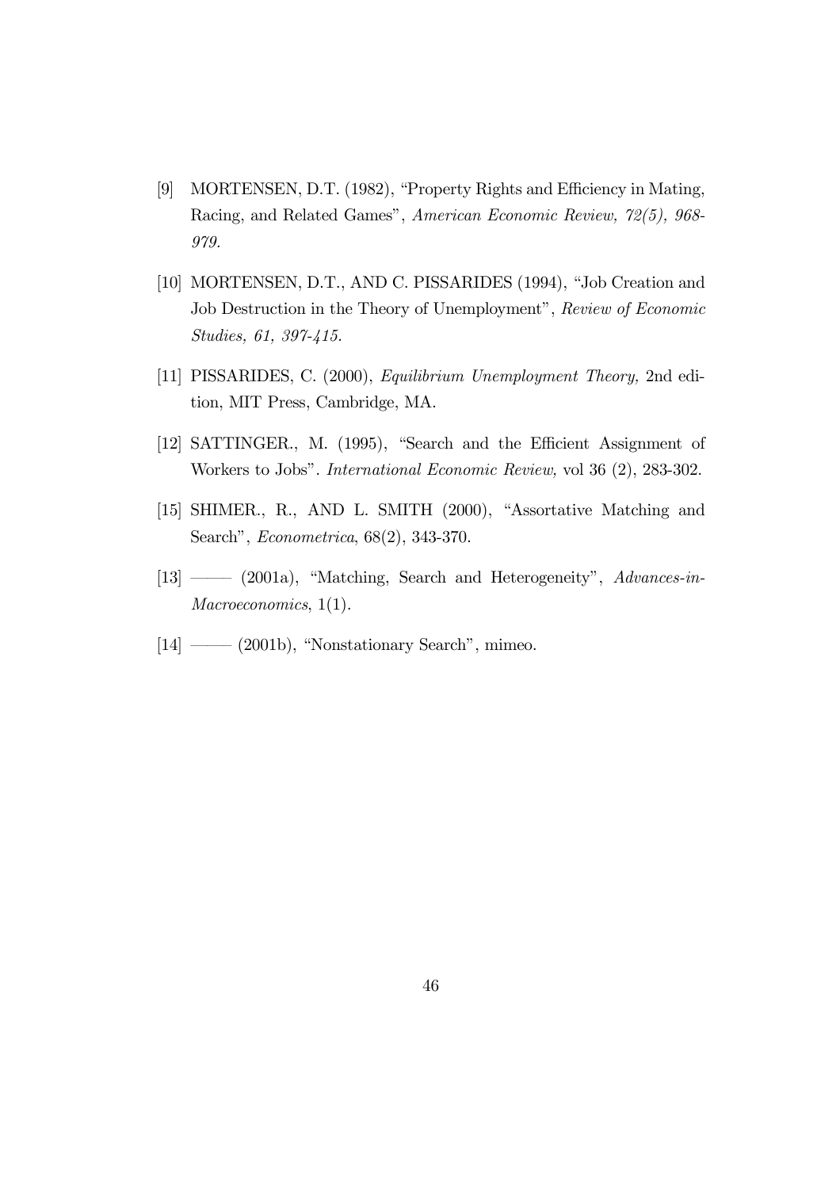[9] MORTENSEN, D.T. (1982), "Property Rights and Efficiency in Mating, Racing, and Related Games", *American Economic Review, 72(5), 968-979.*

[10] MORTENSEN, D.T., AND C. PISSARIDES (1994), "Job Creation and Job Destruction in the Theory of Unemployment", *Review of Economic Studies, 61, 397-415.*

[11] PISSARIDES, C. (2000), *Equilibrium Unemployment Theory,* 2nd edition, MIT Press, Cambridge, MA.

[12] SATTINGER., M. (1995), "Search and the Efficient Assignment of Workers to Jobs". *International Economic Review,* vol 36 (2), 283-302.

[15] SHIMER., R., AND L. SMITH (2000), "Assortative Matching and Search", *Econometrica*, 68(2), 343-370.

[13] ——— (2001a), "Matching, Search and Heterogeneity", *Advances-in-Macroeconomics*, 1(1).

[14] ——— (2001b), "Nonstationary Search", mimeo.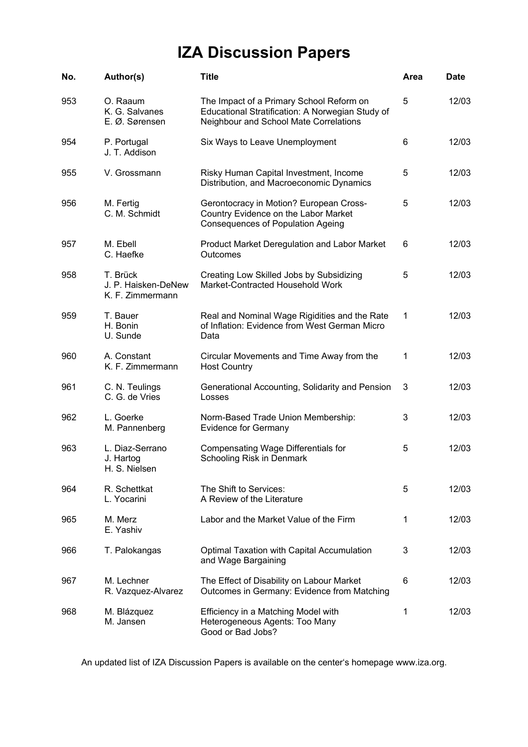# IZA Discussion Papers

| No. | Author(s) | Title | Area | Date |
|---|---|---|---|---|
| 953 | O. Raaum<br>K. G. Salvanes<br>E. Ø. Sørensen | The Impact of a Primary School Reform on Educational Stratification: A Norwegian Study of Neighbour and School Mate Correlations | 5 | 12/03 |
| 954 | P. Portugal<br>J. T. Addison | Six Ways to Leave Unemployment | 6 | 12/03 |
| 955 | V. Grossmann | Risky Human Capital Investment, Income Distribution, and Macroeconomic Dynamics | 5 | 12/03 |
| 956 | M. Fertig<br>C. M. Schmidt | Gerontocracy in Motion? European Cross-Country Evidence on the Labor Market Consequences of Population Ageing | 5 | 12/03 |
| 957 | M. Ebell<br>C. Haefke | Product Market Deregulation and Labor Market Outcomes | 6 | 12/03 |
| 958 | T. Brück<br>J. P. Haisken-DeNew<br>K. F. Zimmermann | Creating Low Skilled Jobs by Subsidizing Market-Contracted Household Work | 5 | 12/03 |
| 959 | T. Bauer<br>H. Bonin<br>U. Sunde | Real and Nominal Wage Rigidities and the Rate of Inflation: Evidence from West German Micro Data | 1 | 12/03 |
| 960 | A. Constant<br>K. F. Zimmermann | Circular Movements and Time Away from the Host Country | 1 | 12/03 |
| 961 | C. N. Teulings<br>C. G. de Vries | Generational Accounting, Solidarity and Pension Losses | 3 | 12/03 |
| 962 | L. Goerke<br>M. Pannenberg | Norm-Based Trade Union Membership: Evidence for Germany | 3 | 12/03 |
| 963 | L. Diaz-Serrano<br>J. Hartog<br>H. S. Nielsen | Compensating Wage Differentials for Schooling Risk in Denmark | 5 | 12/03 |
| 964 | R. Schettkat<br>L. Yocarini | The Shift to Services: A Review of the Literature | 5 | 12/03 |
| 965 | M. Merz<br>E. Yashiv | Labor and the Market Value of the Firm | 1 | 12/03 |
| 966 | T. Palokangas | Optimal Taxation with Capital Accumulation and Wage Bargaining | 3 | 12/03 |
| 967 | M. Lechner<br>R. Vazquez-Alvarez | The Effect of Disability on Labour Market Outcomes in Germany: Evidence from Matching | 6 | 12/03 |
| 968 | M. Blázquez<br>M. Jansen | Efficiency in a Matching Model with Heterogeneous Agents: Too Many Good or Bad Jobs? | 1 | 12/03 |

An updated list of IZA Discussion Papers is available on the center's homepage www.iza.org.